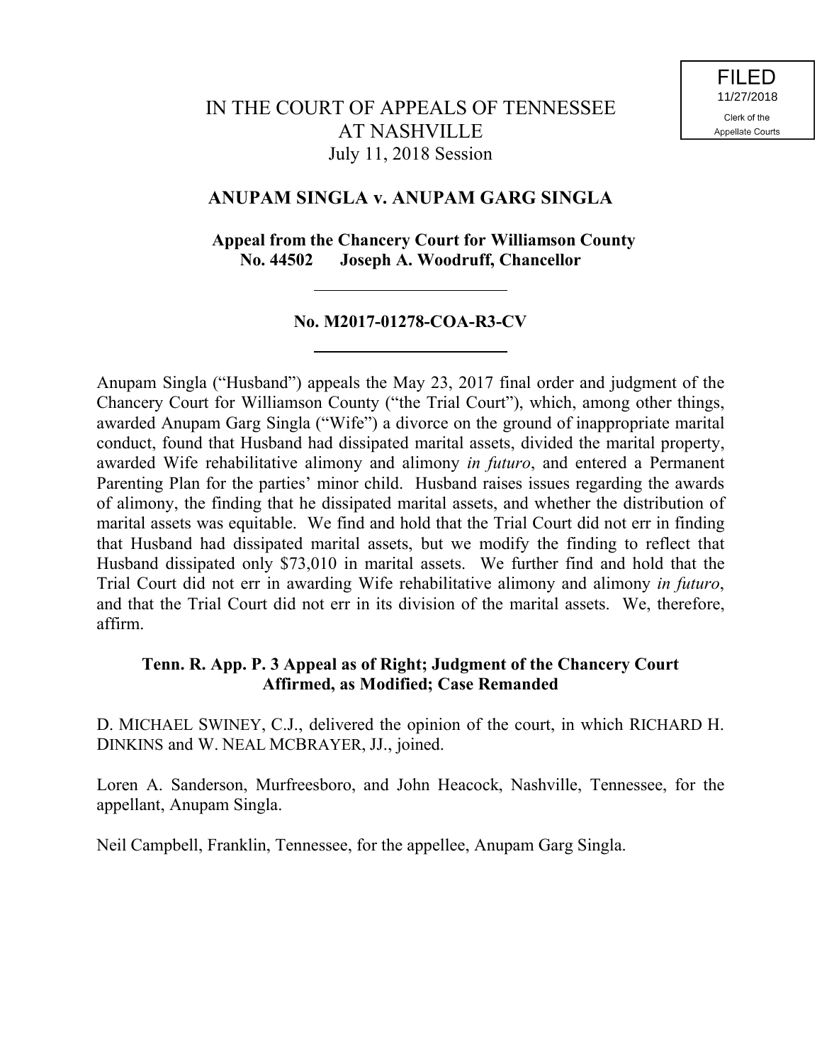FILED
11/27/2018
Clerk of the
Appellate Courts

IN THE COURT OF APPEALS OF TENNESSEE
AT NASHVILLE
July 11, 2018 Session

**ANUPAM SINGLA v. ANUPAM GARG SINGLA**

**Appeal from the Chancery Court for Williamson County**
**No. 44502 Joseph A. Woodruff, Chancellor**

---

**No. M2017-01278-COA-R3-CV**

---

Anupam Singla ("Husband") appeals the May 23, 2017 final order and judgment of the Chancery Court for Williamson County ("the Trial Court"), which, among other things, awarded Anupam Garg Singla ("Wife") a divorce on the ground of inappropriate marital conduct, found that Husband had dissipated marital assets, divided the marital property, awarded Wife rehabilitative alimony and alimony *in futuro*, and entered a Permanent Parenting Plan for the parties' minor child. Husband raises issues regarding the awards of alimony, the finding that he dissipated marital assets, and whether the distribution of marital assets was equitable. We find and hold that the Trial Court did not err in finding that Husband had dissipated marital assets, but we modify the finding to reflect that Husband dissipated only $73,010 in marital assets. We further find and hold that the Trial Court did not err in awarding Wife rehabilitative alimony and alimony *in futuro*, and that the Trial Court did not err in its division of the marital assets. We, therefore, affirm.

**Tenn. R. App. P. 3 Appeal as of Right; Judgment of the Chancery Court Affirmed, as Modified; Case Remanded**

D. MICHAEL SWINEY, C.J., delivered the opinion of the court, in which RICHARD H. DINKINS and W. NEAL MCBRAYER, JJ., joined.

Loren A. Sanderson, Murfreesboro, and John Heacock, Nashville, Tennessee, for the appellant, Anupam Singla.

Neil Campbell, Franklin, Tennessee, for the appellee, Anupam Garg Singla.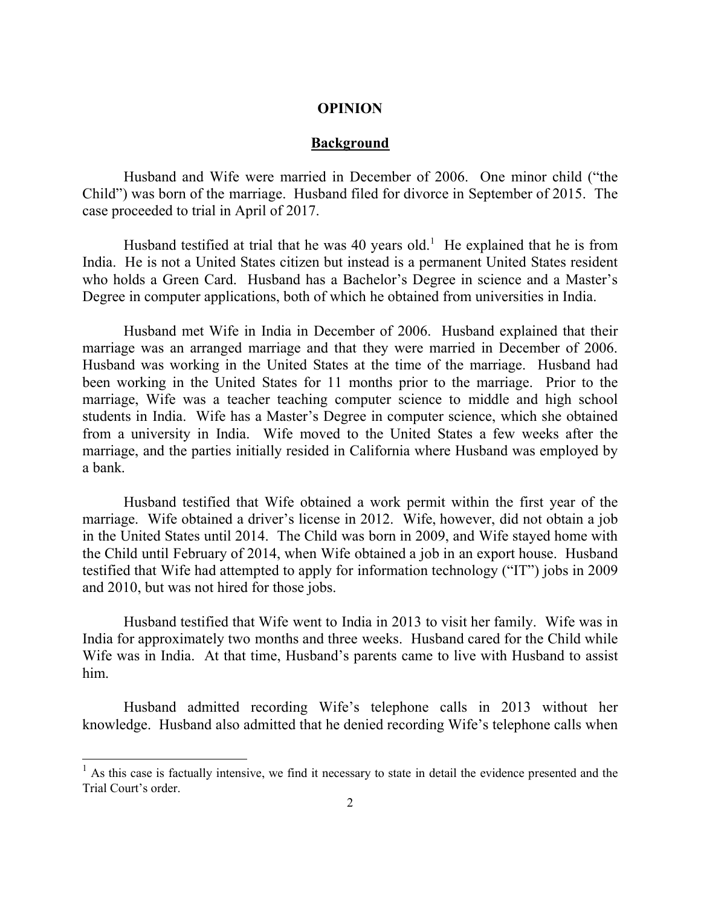## OPINION

## Background

Husband and Wife were married in December of 2006. One minor child ("the Child") was born of the marriage. Husband filed for divorce in September of 2015. The case proceeded to trial in April of 2017.

Husband testified at trial that he was 40 years old.[1] He explained that he is from India. He is not a United States citizen but instead is a permanent United States resident who holds a Green Card. Husband has a Bachelor's Degree in science and a Master's Degree in computer applications, both of which he obtained from universities in India.

Husband met Wife in India in December of 2006. Husband explained that their marriage was an arranged marriage and that they were married in December of 2006. Husband was working in the United States at the time of the marriage. Husband had been working in the United States for 11 months prior to the marriage. Prior to the marriage, Wife was a teacher teaching computer science to middle and high school students in India. Wife has a Master's Degree in computer science, which she obtained from a university in India. Wife moved to the United States a few weeks after the marriage, and the parties initially resided in California where Husband was employed by a bank.

Husband testified that Wife obtained a work permit within the first year of the marriage. Wife obtained a driver's license in 2012. Wife, however, did not obtain a job in the United States until 2014. The Child was born in 2009, and Wife stayed home with the Child until February of 2014, when Wife obtained a job in an export house. Husband testified that Wife had attempted to apply for information technology ("IT") jobs in 2009 and 2010, but was not hired for those jobs.

Husband testified that Wife went to India in 2013 to visit her family. Wife was in India for approximately two months and three weeks. Husband cared for the Child while Wife was in India. At that time, Husband's parents came to live with Husband to assist him.

Husband admitted recording Wife's telephone calls in 2013 without her knowledge. Husband also admitted that he denied recording Wife's telephone calls when

[1] As this case is factually intensive, we find it necessary to state in detail the evidence presented and the Trial Court's order.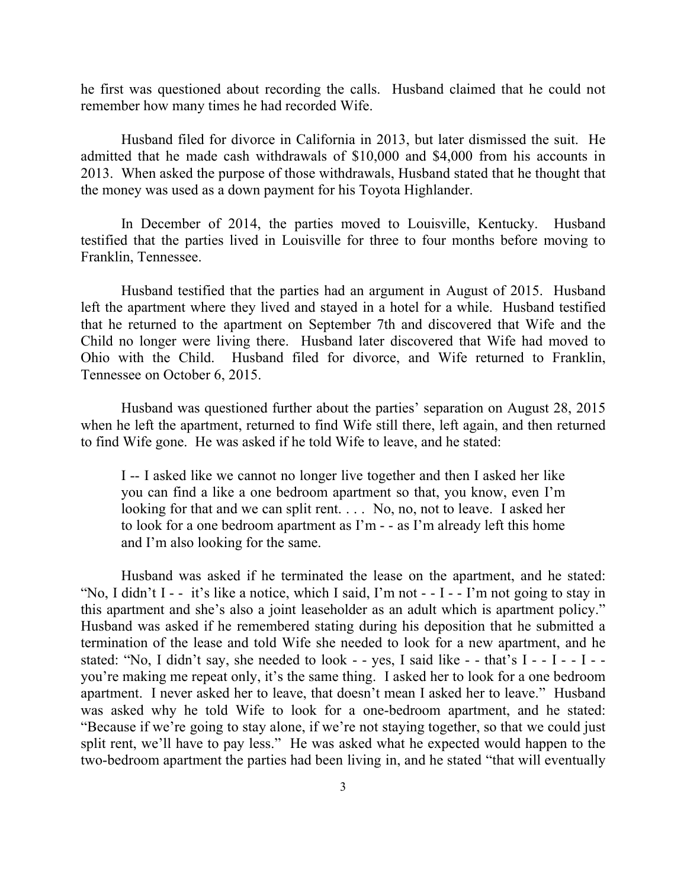he first was questioned about recording the calls. Husband claimed that he could not remember how many times he had recorded Wife.

Husband filed for divorce in California in 2013, but later dismissed the suit. He admitted that he made cash withdrawals of $10,000 and $4,000 from his accounts in 2013. When asked the purpose of those withdrawals, Husband stated that he thought that the money was used as a down payment for his Toyota Highlander.

In December of 2014, the parties moved to Louisville, Kentucky. Husband testified that the parties lived in Louisville for three to four months before moving to Franklin, Tennessee.

Husband testified that the parties had an argument in August of 2015. Husband left the apartment where they lived and stayed in a hotel for a while. Husband testified that he returned to the apartment on September 7th and discovered that Wife and the Child no longer were living there. Husband later discovered that Wife had moved to Ohio with the Child. Husband filed for divorce, and Wife returned to Franklin, Tennessee on October 6, 2015.

Husband was questioned further about the parties' separation on August 28, 2015 when he left the apartment, returned to find Wife still there, left again, and then returned to find Wife gone. He was asked if he told Wife to leave, and he stated:

> I -- I asked like we cannot no longer live together and then I asked her like you can find a like a one bedroom apartment so that, you know, even I'm looking for that and we can split rent. . . . No, no, not to leave. I asked her to look for a one bedroom apartment as I'm - - as I'm already left this home and I'm also looking for the same.

Husband was asked if he terminated the lease on the apartment, and he stated: "No, I didn't I - - it's like a notice, which I said, I'm not - - I - - I'm not going to stay in this apartment and she's also a joint leaseholder as an adult which is apartment policy." Husband was asked if he remembered stating during his deposition that he submitted a termination of the lease and told Wife she needed to look for a new apartment, and he stated: "No, I didn't say, she needed to look - - yes, I said like - - that's I - - I - - I - - you're making me repeat only, it's the same thing. I asked her to look for a one bedroom apartment. I never asked her to leave, that doesn't mean I asked her to leave." Husband was asked why he told Wife to look for a one-bedroom apartment, and he stated: "Because if we're going to stay alone, if we're not staying together, so that we could just split rent, we'll have to pay less." He was asked what he expected would happen to the two-bedroom apartment the parties had been living in, and he stated "that will eventually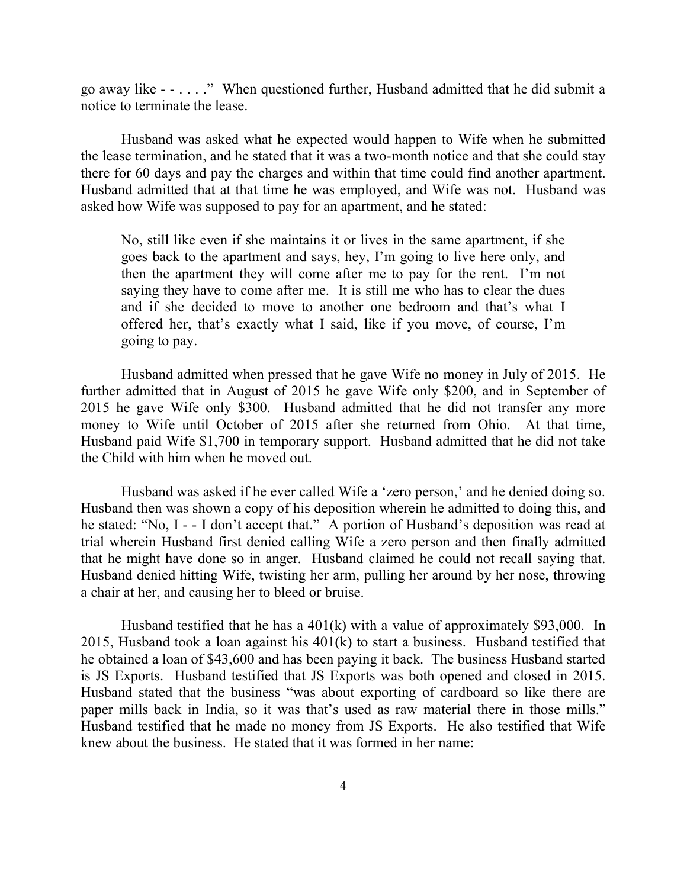go away like - - . . . ." When questioned further, Husband admitted that he did submit a notice to terminate the lease.

Husband was asked what he expected would happen to Wife when he submitted the lease termination, and he stated that it was a two-month notice and that she could stay there for 60 days and pay the charges and within that time could find another apartment. Husband admitted that at that time he was employed, and Wife was not. Husband was asked how Wife was supposed to pay for an apartment, and he stated:

> No, still like even if she maintains it or lives in the same apartment, if she goes back to the apartment and says, hey, I'm going to live here only, and then the apartment they will come after me to pay for the rent. I'm not saying they have to come after me. It is still me who has to clear the dues and if she decided to move to another one bedroom and that's what I offered her, that's exactly what I said, like if you move, of course, I'm going to pay.

Husband admitted when pressed that he gave Wife no money in July of 2015. He further admitted that in August of 2015 he gave Wife only $200, and in September of 2015 he gave Wife only $300. Husband admitted that he did not transfer any more money to Wife until October of 2015 after she returned from Ohio. At that time, Husband paid Wife $1,700 in temporary support. Husband admitted that he did not take the Child with him when he moved out.

Husband was asked if he ever called Wife a 'zero person,' and he denied doing so. Husband then was shown a copy of his deposition wherein he admitted to doing this, and he stated: "No, I - - I don't accept that." A portion of Husband's deposition was read at trial wherein Husband first denied calling Wife a zero person and then finally admitted that he might have done so in anger. Husband claimed he could not recall saying that. Husband denied hitting Wife, twisting her arm, pulling her around by her nose, throwing a chair at her, and causing her to bleed or bruise.

Husband testified that he has a 401(k) with a value of approximately $93,000. In 2015, Husband took a loan against his 401(k) to start a business. Husband testified that he obtained a loan of $43,600 and has been paying it back. The business Husband started is JS Exports. Husband testified that JS Exports was both opened and closed in 2015. Husband stated that the business "was about exporting of cardboard so like there are paper mills back in India, so it was that's used as raw material there in those mills." Husband testified that he made no money from JS Exports. He also testified that Wife knew about the business. He stated that it was formed in her name: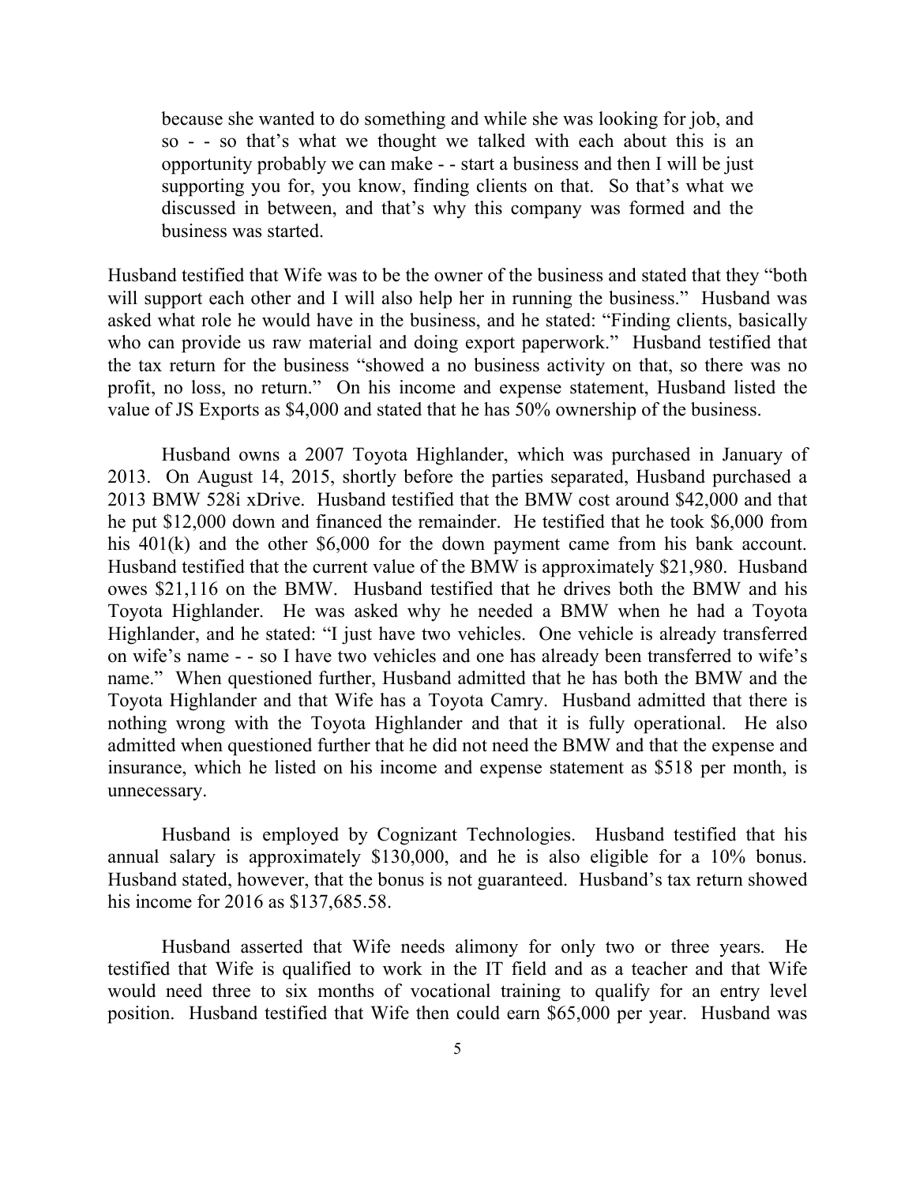> because she wanted to do something and while she was looking for job, and so - - so that's what we thought we talked with each about this is an opportunity probably we can make - - start a business and then I will be just supporting you for, you know, finding clients on that. So that's what we discussed in between, and that's why this company was formed and the business was started.

Husband testified that Wife was to be the owner of the business and stated that they "both will support each other and I will also help her in running the business." Husband was asked what role he would have in the business, and he stated: "Finding clients, basically who can provide us raw material and doing export paperwork." Husband testified that the tax return for the business "showed a no business activity on that, so there was no profit, no loss, no return." On his income and expense statement, Husband listed the value of JS Exports as $4,000 and stated that he has 50% ownership of the business.

Husband owns a 2007 Toyota Highlander, which was purchased in January of 2013. On August 14, 2015, shortly before the parties separated, Husband purchased a 2013 BMW 528i xDrive. Husband testified that the BMW cost around $42,000 and that he put $12,000 down and financed the remainder. He testified that he took $6,000 from his 401(k) and the other $6,000 for the down payment came from his bank account. Husband testified that the current value of the BMW is approximately $21,980. Husband owes $21,116 on the BMW. Husband testified that he drives both the BMW and his Toyota Highlander. He was asked why he needed a BMW when he had a Toyota Highlander, and he stated: "I just have two vehicles. One vehicle is already transferred on wife's name - - so I have two vehicles and one has already been transferred to wife's name." When questioned further, Husband admitted that he has both the BMW and the Toyota Highlander and that Wife has a Toyota Camry. Husband admitted that there is nothing wrong with the Toyota Highlander and that it is fully operational. He also admitted when questioned further that he did not need the BMW and that the expense and insurance, which he listed on his income and expense statement as $518 per month, is unnecessary.

Husband is employed by Cognizant Technologies. Husband testified that his annual salary is approximately $130,000, and he is also eligible for a 10% bonus. Husband stated, however, that the bonus is not guaranteed. Husband's tax return showed his income for 2016 as $137,685.58.

Husband asserted that Wife needs alimony for only two or three years. He testified that Wife is qualified to work in the IT field and as a teacher and that Wife would need three to six months of vocational training to qualify for an entry level position. Husband testified that Wife then could earn $65,000 per year. Husband was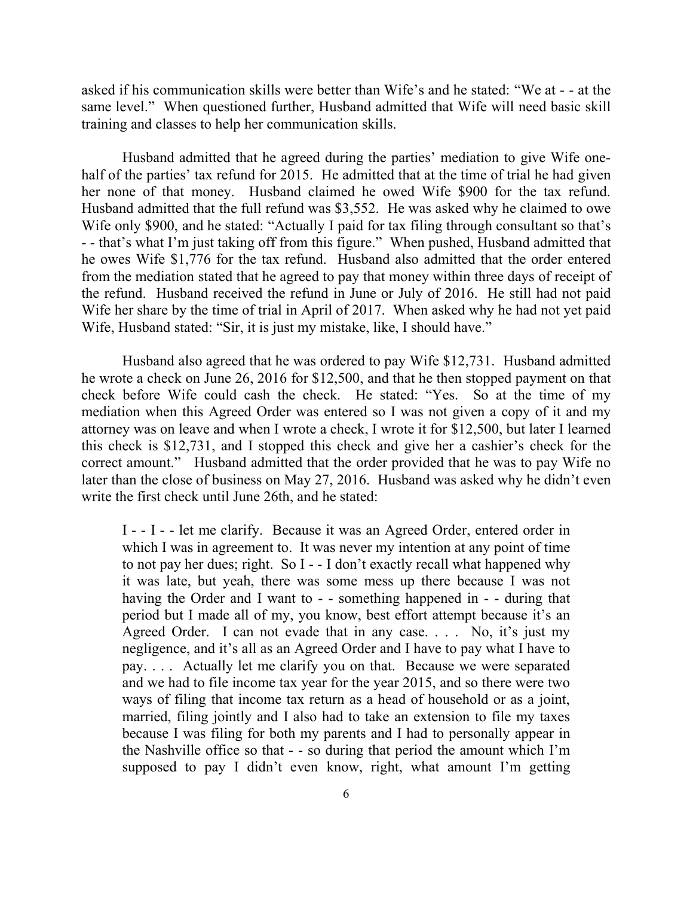asked if his communication skills were better than Wife's and he stated: "We at - - at the same level." When questioned further, Husband admitted that Wife will need basic skill training and classes to help her communication skills.

Husband admitted that he agreed during the parties' mediation to give Wife one-half of the parties' tax refund for 2015. He admitted that at the time of trial he had given her none of that money. Husband claimed he owed Wife $900 for the tax refund. Husband admitted that the full refund was $3,552. He was asked why he claimed to owe Wife only $900, and he stated: "Actually I paid for tax filing through consultant so that's - - that's what I'm just taking off from this figure." When pushed, Husband admitted that he owes Wife $1,776 for the tax refund. Husband also admitted that the order entered from the mediation stated that he agreed to pay that money within three days of receipt of the refund. Husband received the refund in June or July of 2016. He still had not paid Wife her share by the time of trial in April of 2017. When asked why he had not yet paid Wife, Husband stated: "Sir, it is just my mistake, like, I should have."

Husband also agreed that he was ordered to pay Wife $12,731. Husband admitted he wrote a check on June 26, 2016 for $12,500, and that he then stopped payment on that check before Wife could cash the check. He stated: "Yes. So at the time of my mediation when this Agreed Order was entered so I was not given a copy of it and my attorney was on leave and when I wrote a check, I wrote it for $12,500, but later I learned this check is $12,731, and I stopped this check and give her a cashier's check for the correct amount." Husband admitted that the order provided that he was to pay Wife no later than the close of business on May 27, 2016. Husband was asked why he didn't even write the first check until June 26th, and he stated:

> I - - I - - let me clarify. Because it was an Agreed Order, entered order in which I was in agreement to. It was never my intention at any point of time to not pay her dues; right. So I - - I don't exactly recall what happened why it was late, but yeah, there was some mess up there because I was not having the Order and I want to - - something happened in - - during that period but I made all of my, you know, best effort attempt because it's an Agreed Order. I can not evade that in any case. . . . No, it's just my negligence, and it's all as an Agreed Order and I have to pay what I have to pay. . . . Actually let me clarify you on that. Because we were separated and we had to file income tax year for the year 2015, and so there were two ways of filing that income tax return as a head of household or as a joint, married, filing jointly and I also had to take an extension to file my taxes because I was filing for both my parents and I had to personally appear in the Nashville office so that - - so during that period the amount which I'm supposed to pay I didn't even know, right, what amount I'm getting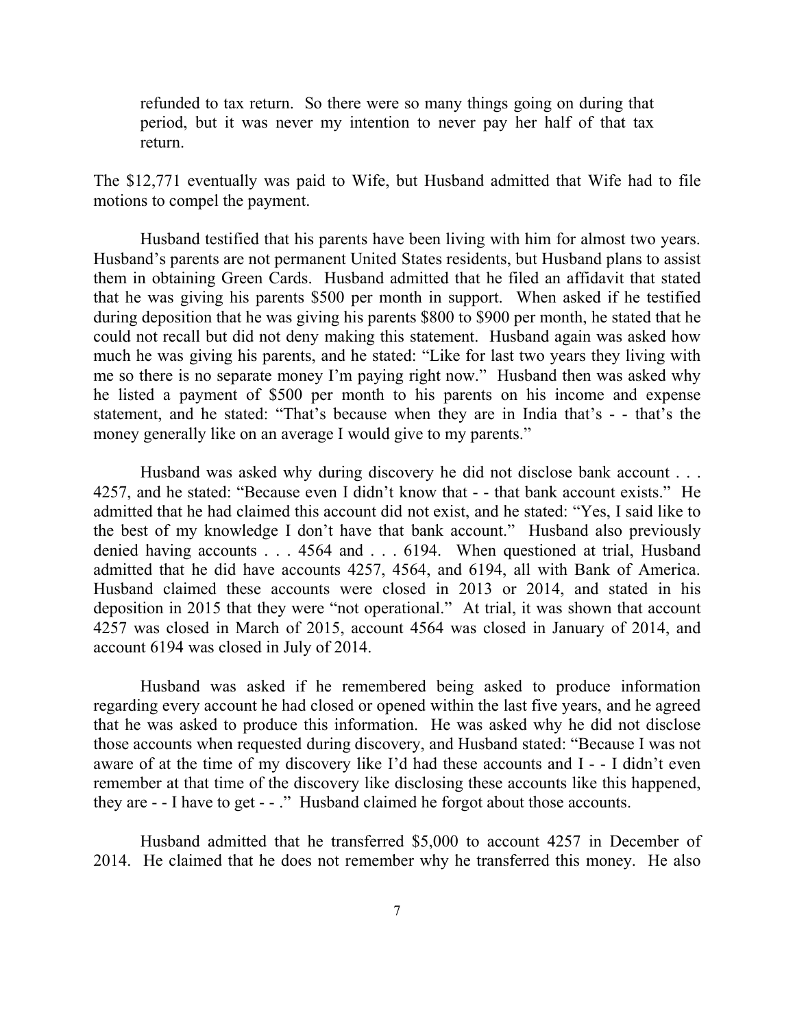> refunded to tax return. So there were so many things going on during that period, but it was never my intention to never pay her half of that tax return.

The $12,771 eventually was paid to Wife, but Husband admitted that Wife had to file motions to compel the payment.

Husband testified that his parents have been living with him for almost two years. Husband's parents are not permanent United States residents, but Husband plans to assist them in obtaining Green Cards. Husband admitted that he filed an affidavit that stated that he was giving his parents $500 per month in support. When asked if he testified during deposition that he was giving his parents $800 to $900 per month, he stated that he could not recall but did not deny making this statement. Husband again was asked how much he was giving his parents, and he stated: "Like for last two years they living with me so there is no separate money I'm paying right now." Husband then was asked why he listed a payment of $500 per month to his parents on his income and expense statement, and he stated: "That's because when they are in India that's - - that's the money generally like on an average I would give to my parents."

Husband was asked why during discovery he did not disclose bank account . . . 4257, and he stated: "Because even I didn't know that - - that bank account exists." He admitted that he had claimed this account did not exist, and he stated: "Yes, I said like to the best of my knowledge I don't have that bank account." Husband also previously denied having accounts . . . 4564 and . . . 6194. When questioned at trial, Husband admitted that he did have accounts 4257, 4564, and 6194, all with Bank of America. Husband claimed these accounts were closed in 2013 or 2014, and stated in his deposition in 2015 that they were "not operational." At trial, it was shown that account 4257 was closed in March of 2015, account 4564 was closed in January of 2014, and account 6194 was closed in July of 2014.

Husband was asked if he remembered being asked to produce information regarding every account he had closed or opened within the last five years, and he agreed that he was asked to produce this information. He was asked why he did not disclose those accounts when requested during discovery, and Husband stated: "Because I was not aware of at the time of my discovery like I'd had these accounts and I - - I didn't even remember at that time of the discovery like disclosing these accounts like this happened, they are - - I have to get - - ." Husband claimed he forgot about those accounts.

Husband admitted that he transferred $5,000 to account 4257 in December of 2014. He claimed that he does not remember why he transferred this money. He also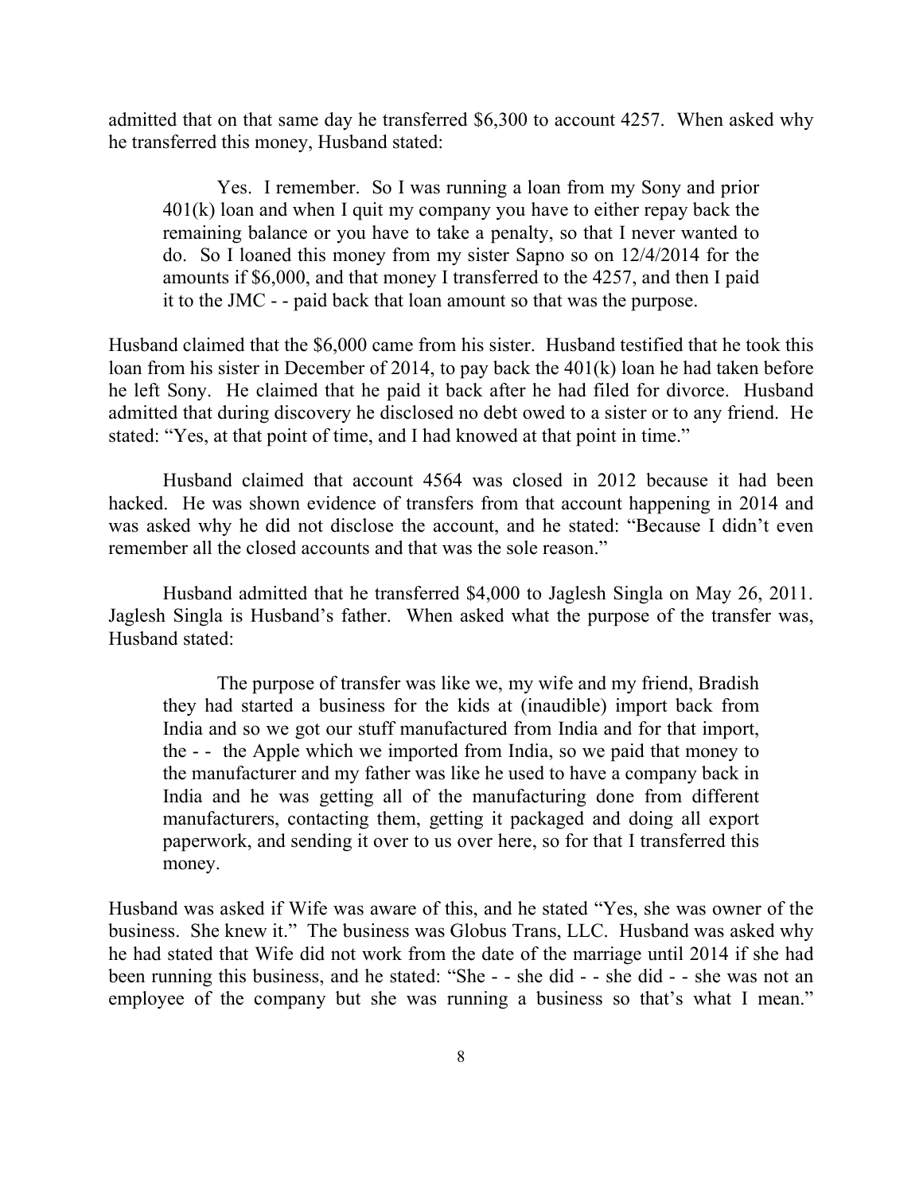admitted that on that same day he transferred $6,300 to account 4257. When asked why he transferred this money, Husband stated:

> Yes. I remember. So I was running a loan from my Sony and prior 401(k) loan and when I quit my company you have to either repay back the remaining balance or you have to take a penalty, so that I never wanted to do. So I loaned this money from my sister Sapno so on 12/4/2014 for the amounts if $6,000, and that money I transferred to the 4257, and then I paid it to the JMC - - paid back that loan amount so that was the purpose.

Husband claimed that the $6,000 came from his sister. Husband testified that he took this loan from his sister in December of 2014, to pay back the 401(k) loan he had taken before he left Sony. He claimed that he paid it back after he had filed for divorce. Husband admitted that during discovery he disclosed no debt owed to a sister or to any friend. He stated: "Yes, at that point of time, and I had knowed at that point in time."

Husband claimed that account 4564 was closed in 2012 because it had been hacked. He was shown evidence of transfers from that account happening in 2014 and was asked why he did not disclose the account, and he stated: "Because I didn't even remember all the closed accounts and that was the sole reason."

Husband admitted that he transferred $4,000 to Jaglesh Singla on May 26, 2011. Jaglesh Singla is Husband's father. When asked what the purpose of the transfer was, Husband stated:

> The purpose of transfer was like we, my wife and my friend, Bradish they had started a business for the kids at (inaudible) import back from India and so we got our stuff manufactured from India and for that import, the - - the Apple which we imported from India, so we paid that money to the manufacturer and my father was like he used to have a company back in India and he was getting all of the manufacturing done from different manufacturers, contacting them, getting it packaged and doing all export paperwork, and sending it over to us over here, so for that I transferred this money.

Husband was asked if Wife was aware of this, and he stated "Yes, she was owner of the business. She knew it." The business was Globus Trans, LLC. Husband was asked why he had stated that Wife did not work from the date of the marriage until 2014 if she had been running this business, and he stated: "She - - she did - - she did - - she was not an employee of the company but she was running a business so that's what I mean."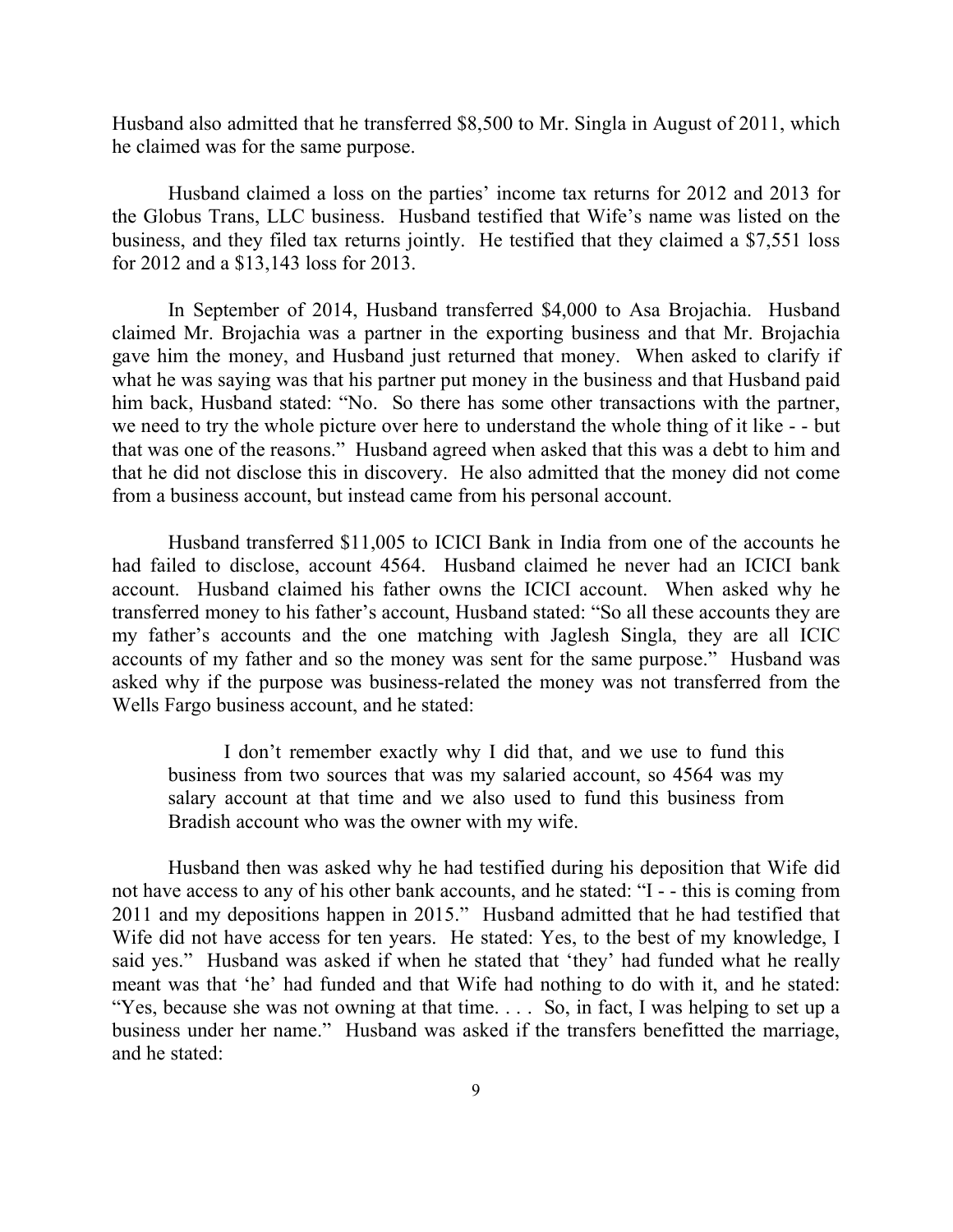Husband also admitted that he transferred $8,500 to Mr. Singla in August of 2011, which he claimed was for the same purpose.

Husband claimed a loss on the parties' income tax returns for 2012 and 2013 for the Globus Trans, LLC business. Husband testified that Wife's name was listed on the business, and they filed tax returns jointly. He testified that they claimed a $7,551 loss for 2012 and a $13,143 loss for 2013.

In September of 2014, Husband transferred $4,000 to Asa Brojachia. Husband claimed Mr. Brojachia was a partner in the exporting business and that Mr. Brojachia gave him the money, and Husband just returned that money. When asked to clarify if what he was saying was that his partner put money in the business and that Husband paid him back, Husband stated: "No. So there has some other transactions with the partner, we need to try the whole picture over here to understand the whole thing of it like - - but that was one of the reasons." Husband agreed when asked that this was a debt to him and that he did not disclose this in discovery. He also admitted that the money did not come from a business account, but instead came from his personal account.

Husband transferred $11,005 to ICICI Bank in India from one of the accounts he had failed to disclose, account 4564. Husband claimed he never had an ICICI bank account. Husband claimed his father owns the ICICI account. When asked why he transferred money to his father's account, Husband stated: "So all these accounts they are my father's accounts and the one matching with Jaglesh Singla, they are all ICIC accounts of my father and so the money was sent for the same purpose." Husband was asked why if the purpose was business-related the money was not transferred from the Wells Fargo business account, and he stated:

> I don't remember exactly why I did that, and we use to fund this business from two sources that was my salaried account, so 4564 was my salary account at that time and we also used to fund this business from Bradish account who was the owner with my wife.

Husband then was asked why he had testified during his deposition that Wife did not have access to any of his other bank accounts, and he stated: "I - - this is coming from 2011 and my depositions happen in 2015." Husband admitted that he had testified that Wife did not have access for ten years. He stated: Yes, to the best of my knowledge, I said yes." Husband was asked if when he stated that 'they' had funded what he really meant was that 'he' had funded and that Wife had nothing to do with it, and he stated: "Yes, because she was not owning at that time. . . . So, in fact, I was helping to set up a business under her name." Husband was asked if the transfers benefitted the marriage, and he stated: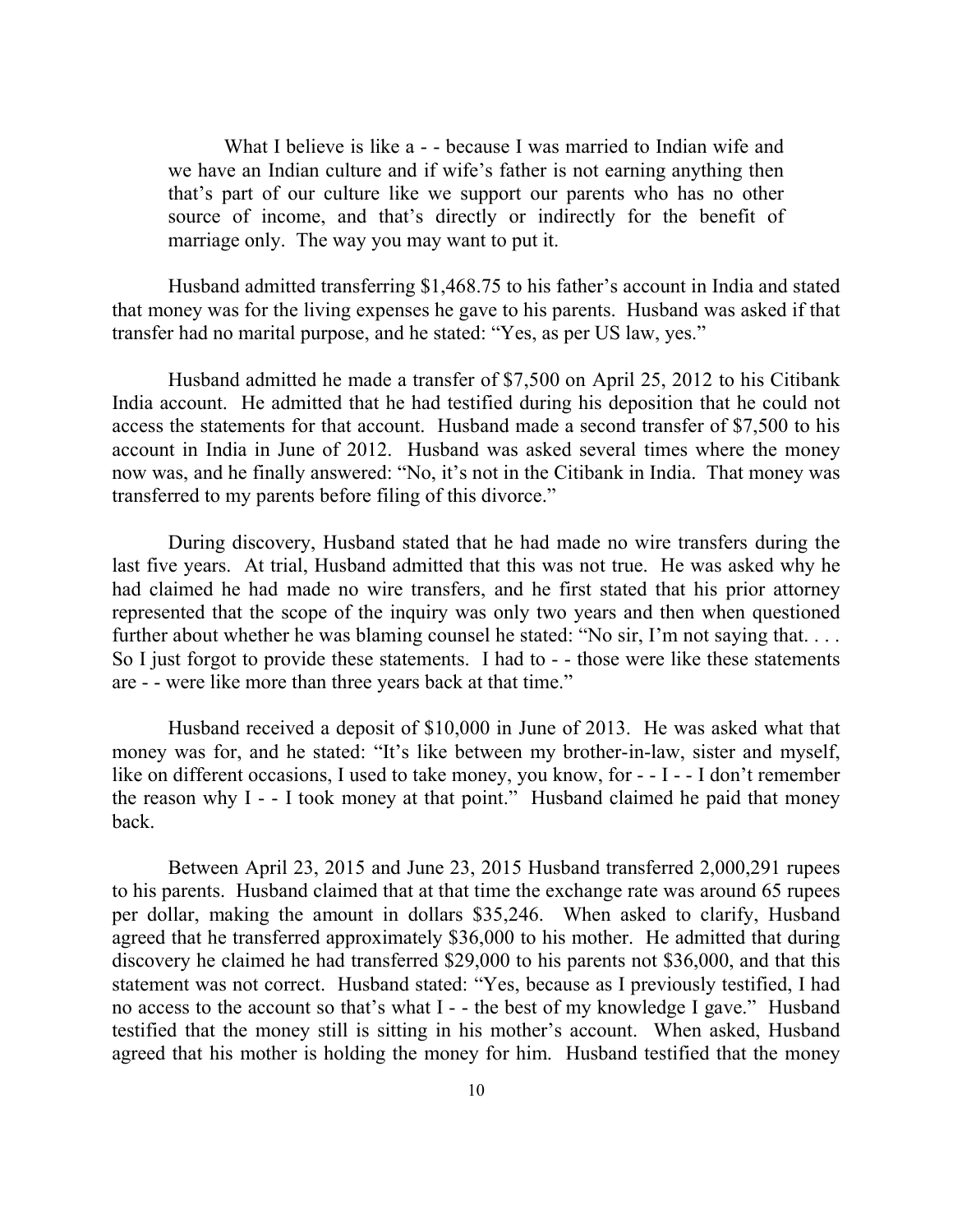> What I believe is like a - - because I was married to Indian wife and we have an Indian culture and if wife's father is not earning anything then that's part of our culture like we support our parents who has no other source of income, and that's directly or indirectly for the benefit of marriage only. The way you may want to put it.

Husband admitted transferring $1,468.75 to his father's account in India and stated that money was for the living expenses he gave to his parents. Husband was asked if that transfer had no marital purpose, and he stated: "Yes, as per US law, yes."

Husband admitted he made a transfer of $7,500 on April 25, 2012 to his Citibank India account. He admitted that he had testified during his deposition that he could not access the statements for that account. Husband made a second transfer of $7,500 to his account in India in June of 2012. Husband was asked several times where the money now was, and he finally answered: "No, it's not in the Citibank in India. That money was transferred to my parents before filing of this divorce."

During discovery, Husband stated that he had made no wire transfers during the last five years. At trial, Husband admitted that this was not true. He was asked why he had claimed he had made no wire transfers, and he first stated that his prior attorney represented that the scope of the inquiry was only two years and then when questioned further about whether he was blaming counsel he stated: "No sir, I'm not saying that. . . . So I just forgot to provide these statements. I had to - - those were like these statements are - - were like more than three years back at that time."

Husband received a deposit of $10,000 in June of 2013. He was asked what that money was for, and he stated: "It's like between my brother-in-law, sister and myself, like on different occasions, I used to take money, you know, for - - I - - I don't remember the reason why I - - I took money at that point." Husband claimed he paid that money back.

Between April 23, 2015 and June 23, 2015 Husband transferred 2,000,291 rupees to his parents. Husband claimed that at that time the exchange rate was around 65 rupees per dollar, making the amount in dollars $35,246. When asked to clarify, Husband agreed that he transferred approximately $36,000 to his mother. He admitted that during discovery he claimed he had transferred $29,000 to his parents not $36,000, and that this statement was not correct. Husband stated: "Yes, because as I previously testified, I had no access to the account so that's what I - - the best of my knowledge I gave." Husband testified that the money still is sitting in his mother's account. When asked, Husband agreed that his mother is holding the money for him. Husband testified that the money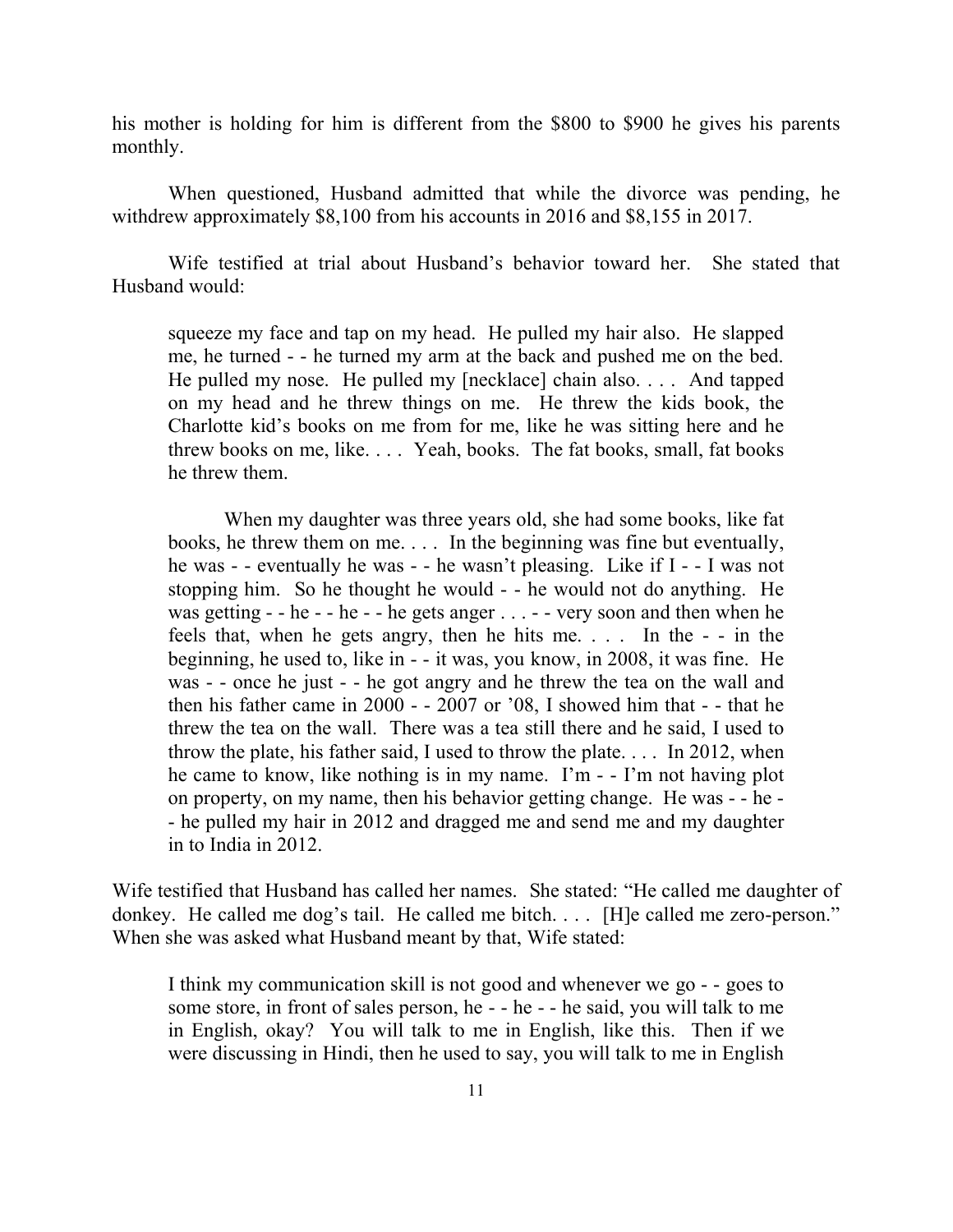his mother is holding for him is different from the $800 to $900 he gives his parents monthly.

When questioned, Husband admitted that while the divorce was pending, he withdrew approximately $8,100 from his accounts in 2016 and $8,155 in 2017.

Wife testified at trial about Husband's behavior toward her. She stated that Husband would:

> squeeze my face and tap on my head. He pulled my hair also. He slapped me, he turned - - he turned my arm at the back and pushed me on the bed. He pulled my nose. He pulled my [necklace] chain also. . . . And tapped on my head and he threw things on me. He threw the kids book, the Charlotte kid's books on me from for me, like he was sitting here and he threw books on me, like. . . . Yeah, books. The fat books, small, fat books he threw them.
>
> When my daughter was three years old, she had some books, like fat books, he threw them on me. . . . In the beginning was fine but eventually, he was - - eventually he was - - he wasn't pleasing. Like if I - - I was not stopping him. So he thought he would - - he would not do anything. He was getting - - he - - he - - he gets anger . . . - - very soon and then when he feels that, when he gets angry, then he hits me. . . . In the - - in the beginning, he used to, like in - - it was, you know, in 2008, it was fine. He was - - once he just - - he got angry and he threw the tea on the wall and then his father came in 2000 - - 2007 or '08, I showed him that - - that he threw the tea on the wall. There was a tea still there and he said, I used to throw the plate, his father said, I used to throw the plate. . . . In 2012, when he came to know, like nothing is in my name. I'm - - I'm not having plot on property, on my name, then his behavior getting change. He was - - he - - he pulled my hair in 2012 and dragged me and send me and my daughter in to India in 2012.

Wife testified that Husband has called her names. She stated: "He called me daughter of donkey. He called me dog's tail. He called me bitch. . . . [H]e called me zero-person." When she was asked what Husband meant by that, Wife stated:

> I think my communication skill is not good and whenever we go - - goes to some store, in front of sales person, he - - he - - he said, you will talk to me in English, okay? You will talk to me in English, like this. Then if we were discussing in Hindi, then he used to say, you will talk to me in English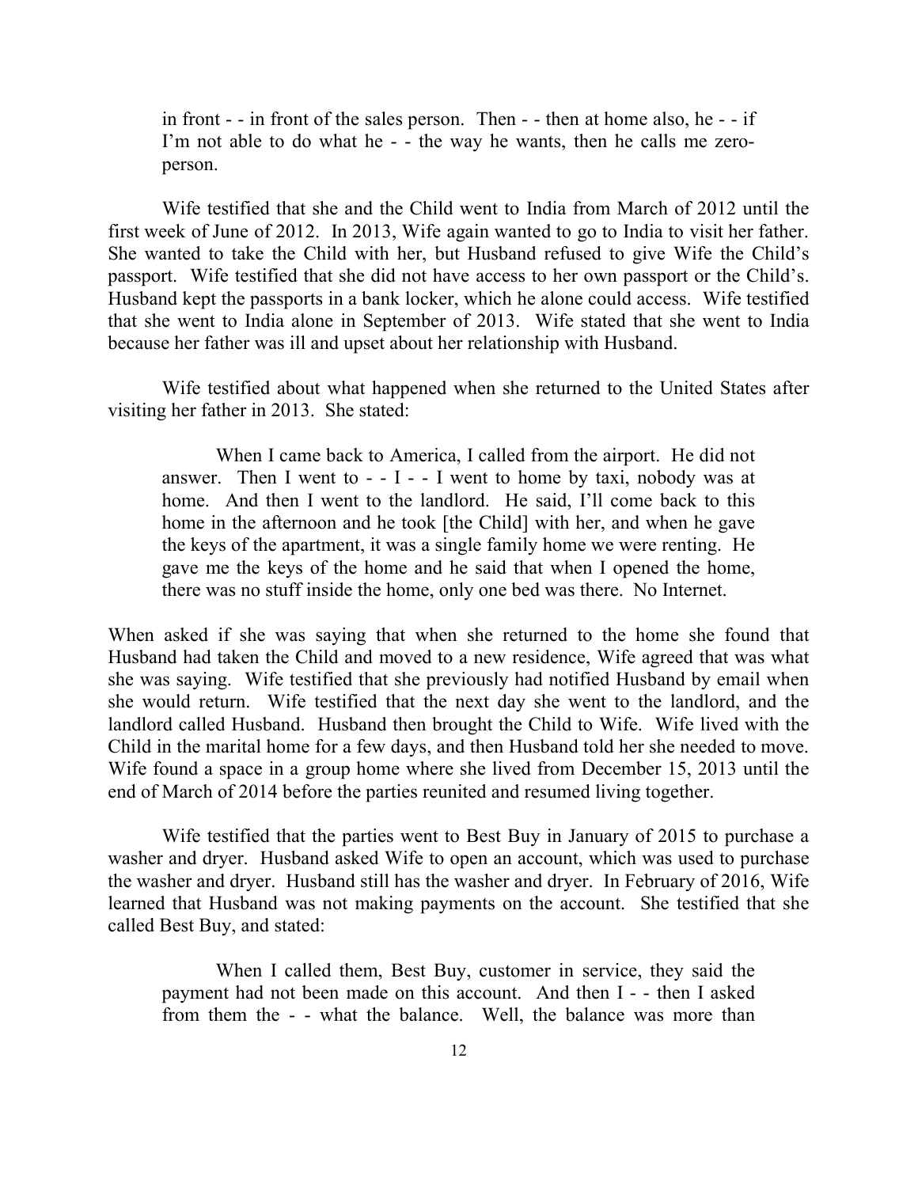> in front - - in front of the sales person. Then - - then at home also, he - - if I'm not able to do what he - - the way he wants, then he calls me zero-person.

Wife testified that she and the Child went to India from March of 2012 until the first week of June of 2012. In 2013, Wife again wanted to go to India to visit her father. She wanted to take the Child with her, but Husband refused to give Wife the Child's passport. Wife testified that she did not have access to her own passport or the Child's. Husband kept the passports in a bank locker, which he alone could access. Wife testified that she went to India alone in September of 2013. Wife stated that she went to India because her father was ill and upset about her relationship with Husband.

Wife testified about what happened when she returned to the United States after visiting her father in 2013. She stated:

> When I came back to America, I called from the airport. He did not answer. Then I went to - - I - - I went to home by taxi, nobody was at home. And then I went to the landlord. He said, I'll come back to this home in the afternoon and he took [the Child] with her, and when he gave the keys of the apartment, it was a single family home we were renting. He gave me the keys of the home and he said that when I opened the home, there was no stuff inside the home, only one bed was there. No Internet.

When asked if she was saying that when she returned to the home she found that Husband had taken the Child and moved to a new residence, Wife agreed that was what she was saying. Wife testified that she previously had notified Husband by email when she would return. Wife testified that the next day she went to the landlord, and the landlord called Husband. Husband then brought the Child to Wife. Wife lived with the Child in the marital home for a few days, and then Husband told her she needed to move. Wife found a space in a group home where she lived from December 15, 2013 until the end of March of 2014 before the parties reunited and resumed living together.

Wife testified that the parties went to Best Buy in January of 2015 to purchase a washer and dryer. Husband asked Wife to open an account, which was used to purchase the washer and dryer. Husband still has the washer and dryer. In February of 2016, Wife learned that Husband was not making payments on the account. She testified that she called Best Buy, and stated:

> When I called them, Best Buy, customer in service, they said the payment had not been made on this account. And then I - - then I asked from them the - - what the balance. Well, the balance was more than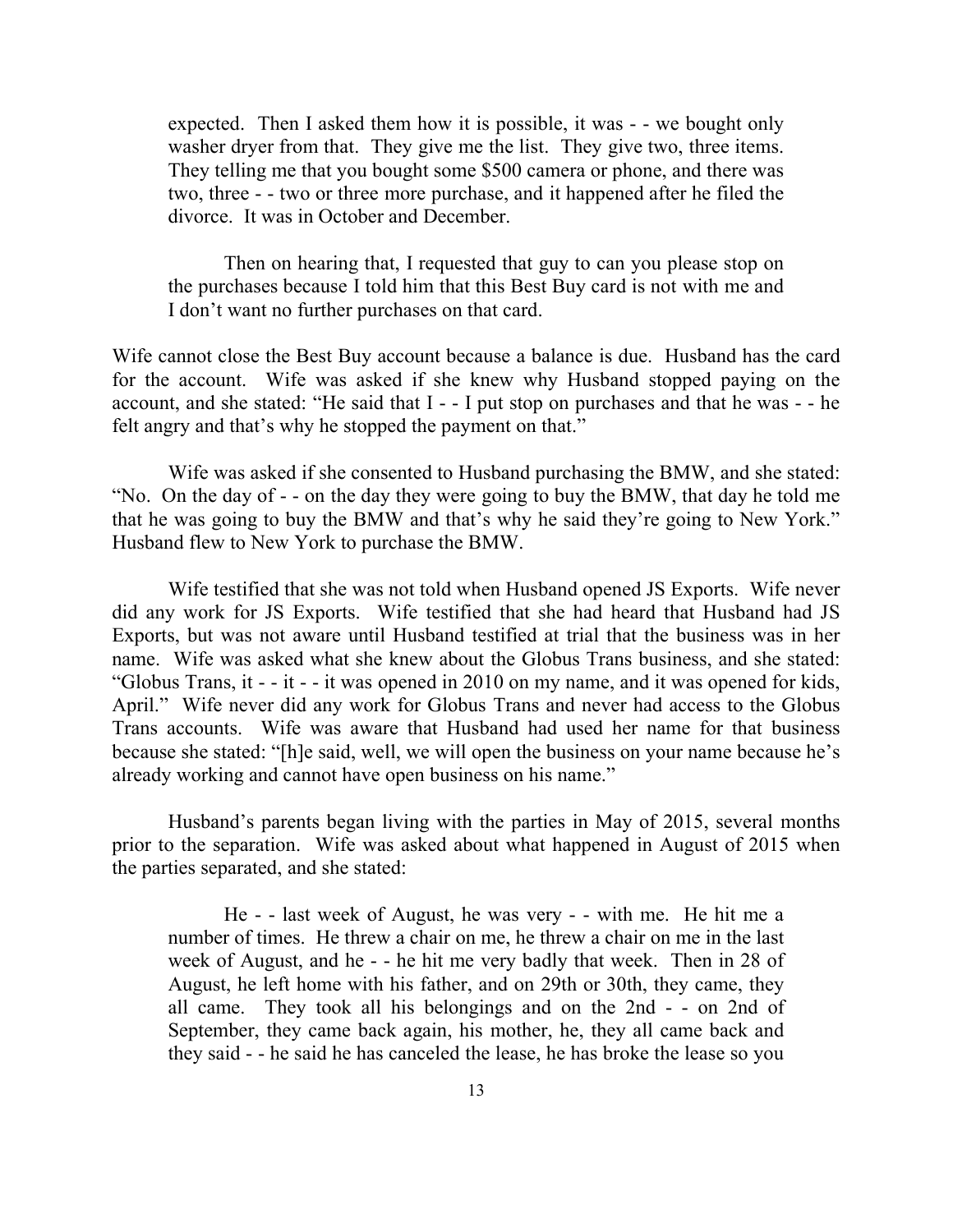> expected. Then I asked them how it is possible, it was - - we bought only washer dryer from that. They give me the list. They give two, three items. They telling me that you bought some $500 camera or phone, and there was two, three - - two or three more purchase, and it happened after he filed the divorce. It was in October and December.
>
> Then on hearing that, I requested that guy to can you please stop on the purchases because I told him that this Best Buy card is not with me and I don't want no further purchases on that card.

Wife cannot close the Best Buy account because a balance is due. Husband has the card for the account. Wife was asked if she knew why Husband stopped paying on the account, and she stated: "He said that I - - I put stop on purchases and that he was - - he felt angry and that's why he stopped the payment on that."

Wife was asked if she consented to Husband purchasing the BMW, and she stated: "No. On the day of - - on the day they were going to buy the BMW, that day he told me that he was going to buy the BMW and that's why he said they're going to New York." Husband flew to New York to purchase the BMW.

Wife testified that she was not told when Husband opened JS Exports. Wife never did any work for JS Exports. Wife testified that she had heard that Husband had JS Exports, but was not aware until Husband testified at trial that the business was in her name. Wife was asked what she knew about the Globus Trans business, and she stated: "Globus Trans, it - - it - - it was opened in 2010 on my name, and it was opened for kids, April." Wife never did any work for Globus Trans and never had access to the Globus Trans accounts. Wife was aware that Husband had used her name for that business because she stated: "[h]e said, well, we will open the business on your name because he's already working and cannot have open business on his name."

Husband's parents began living with the parties in May of 2015, several months prior to the separation. Wife was asked about what happened in August of 2015 when the parties separated, and she stated:

> He - - last week of August, he was very - - with me. He hit me a number of times. He threw a chair on me, he threw a chair on me in the last week of August, and he - - he hit me very badly that week. Then in 28 of August, he left home with his father, and on 29th or 30th, they came, they all came. They took all his belongings and on the 2nd - - on 2nd of September, they came back again, his mother, he, they all came back and they said - - he said he has canceled the lease, he has broke the lease so you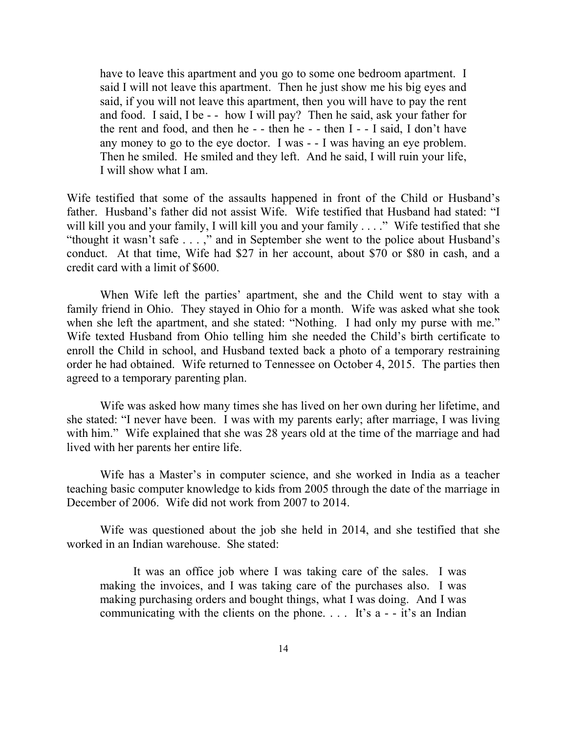> have to leave this apartment and you go to some one bedroom apartment. I said I will not leave this apartment. Then he just show me his big eyes and said, if you will not leave this apartment, then you will have to pay the rent and food. I said, I be - - how I will pay? Then he said, ask your father for the rent and food, and then he - - then he - - then I - - I said, I don't have any money to go to the eye doctor. I was - - I was having an eye problem. Then he smiled. He smiled and they left. And he said, I will ruin your life, I will show what I am.

Wife testified that some of the assaults happened in front of the Child or Husband's father. Husband's father did not assist Wife. Wife testified that Husband had stated: "I will kill you and your family, I will kill you and your family . . . ." Wife testified that she "thought it wasn't safe . . . ," and in September she went to the police about Husband's conduct. At that time, Wife had $27 in her account, about $70 or $80 in cash, and a credit card with a limit of $600.

When Wife left the parties' apartment, she and the Child went to stay with a family friend in Ohio. They stayed in Ohio for a month. Wife was asked what she took when she left the apartment, and she stated: "Nothing. I had only my purse with me." Wife texted Husband from Ohio telling him she needed the Child's birth certificate to enroll the Child in school, and Husband texted back a photo of a temporary restraining order he had obtained. Wife returned to Tennessee on October 4, 2015. The parties then agreed to a temporary parenting plan.

Wife was asked how many times she has lived on her own during her lifetime, and she stated: "I never have been. I was with my parents early; after marriage, I was living with him." Wife explained that she was 28 years old at the time of the marriage and had lived with her parents her entire life.

Wife has a Master's in computer science, and she worked in India as a teacher teaching basic computer knowledge to kids from 2005 through the date of the marriage in December of 2006. Wife did not work from 2007 to 2014.

Wife was questioned about the job she held in 2014, and she testified that she worked in an Indian warehouse. She stated:

> It was an office job where I was taking care of the sales. I was making the invoices, and I was taking care of the purchases also. I was making purchasing orders and bought things, what I was doing. And I was communicating with the clients on the phone. . . . It's a - - it's an Indian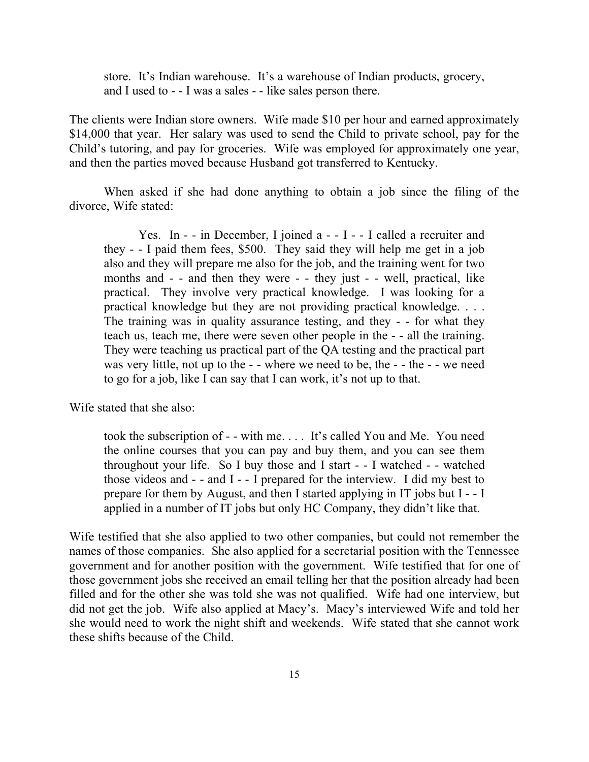> store. It's Indian warehouse. It's a warehouse of Indian products, grocery, and I used to - - I was a sales - - like sales person there.

The clients were Indian store owners. Wife made $10 per hour and earned approximately $14,000 that year. Her salary was used to send the Child to private school, pay for the Child's tutoring, and pay for groceries. Wife was employed for approximately one year, and then the parties moved because Husband got transferred to Kentucky.

When asked if she had done anything to obtain a job since the filing of the divorce, Wife stated:

> Yes. In - - in December, I joined a - - I - - I called a recruiter and they - - I paid them fees, $500. They said they will help me get in a job also and they will prepare me also for the job, and the training went for two months and - - and then they were - - they just - - well, practical, like practical. They involve very practical knowledge. I was looking for a practical knowledge but they are not providing practical knowledge. . . . The training was in quality assurance testing, and they - - for what they teach us, teach me, there were seven other people in the - - all the training. They were teaching us practical part of the QA testing and the practical part was very little, not up to the - - where we need to be, the - - the - - we need to go for a job, like I can say that I can work, it's not up to that.

Wife stated that she also:

> took the subscription of - - with me. . . . It's called You and Me. You need the online courses that you can pay and buy them, and you can see them throughout your life. So I buy those and I start - - I watched - - watched those videos and - - and I - - I prepared for the interview. I did my best to prepare for them by August, and then I started applying in IT jobs but I - - I applied in a number of IT jobs but only HC Company, they didn't like that.

Wife testified that she also applied to two other companies, but could not remember the names of those companies. She also applied for a secretarial position with the Tennessee government and for another position with the government. Wife testified that for one of those government jobs she received an email telling her that the position already had been filled and for the other she was told she was not qualified. Wife had one interview, but did not get the job. Wife also applied at Macy's. Macy's interviewed Wife and told her she would need to work the night shift and weekends. Wife stated that she cannot work these shifts because of the Child.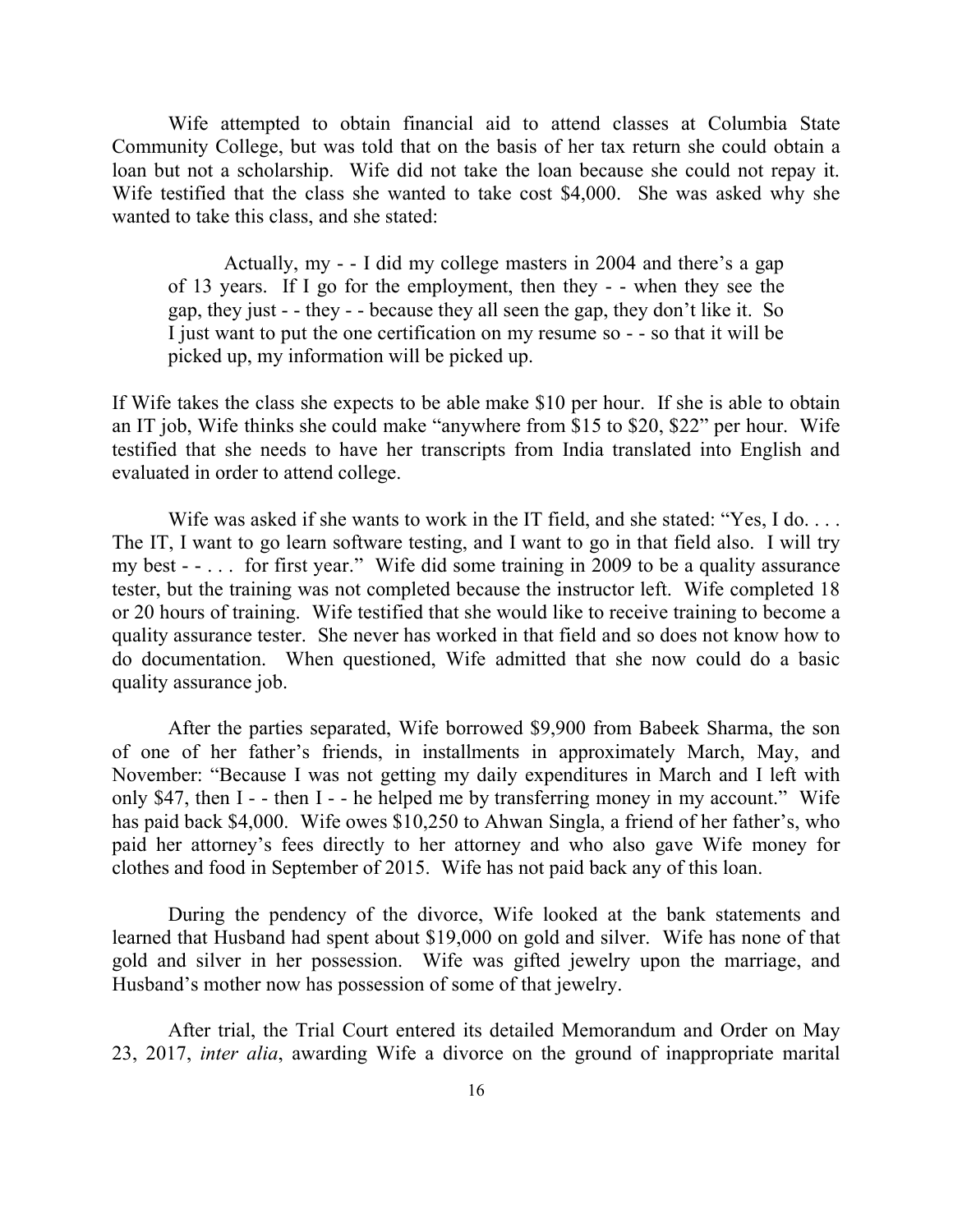Wife attempted to obtain financial aid to attend classes at Columbia State Community College, but was told that on the basis of her tax return she could obtain a loan but not a scholarship. Wife did not take the loan because she could not repay it. Wife testified that the class she wanted to take cost $4,000. She was asked why she wanted to take this class, and she stated:

> Actually, my - - I did my college masters in 2004 and there's a gap of 13 years. If I go for the employment, then they - - when they see the gap, they just - - they - - because they all seen the gap, they don't like it. So I just want to put the one certification on my resume so - - so that it will be picked up, my information will be picked up.

If Wife takes the class she expects to be able make $10 per hour. If she is able to obtain an IT job, Wife thinks she could make "anywhere from $15 to $20, $22" per hour. Wife testified that she needs to have her transcripts from India translated into English and evaluated in order to attend college.

Wife was asked if she wants to work in the IT field, and she stated: "Yes, I do. . . . The IT, I want to go learn software testing, and I want to go in that field also. I will try my best - - . . . . for first year." Wife did some training in 2009 to be a quality assurance tester, but the training was not completed because the instructor left. Wife completed 18 or 20 hours of training. Wife testified that she would like to receive training to become a quality assurance tester. She never has worked in that field and so does not know how to do documentation. When questioned, Wife admitted that she now could do a basic quality assurance job.

After the parties separated, Wife borrowed $9,900 from Babeek Sharma, the son of one of her father's friends, in installments in approximately March, May, and November: "Because I was not getting my daily expenditures in March and I left with only $47, then I - - then I - - he helped me by transferring money in my account." Wife has paid back $4,000. Wife owes $10,250 to Ahwan Singla, a friend of her father's, who paid her attorney's fees directly to her attorney and who also gave Wife money for clothes and food in September of 2015. Wife has not paid back any of this loan.

During the pendency of the divorce, Wife looked at the bank statements and learned that Husband had spent about $19,000 on gold and silver. Wife has none of that gold and silver in her possession. Wife was gifted jewelry upon the marriage, and Husband's mother now has possession of some of that jewelry.

After trial, the Trial Court entered its detailed Memorandum and Order on May 23, 2017, *inter alia*, awarding Wife a divorce on the ground of inappropriate marital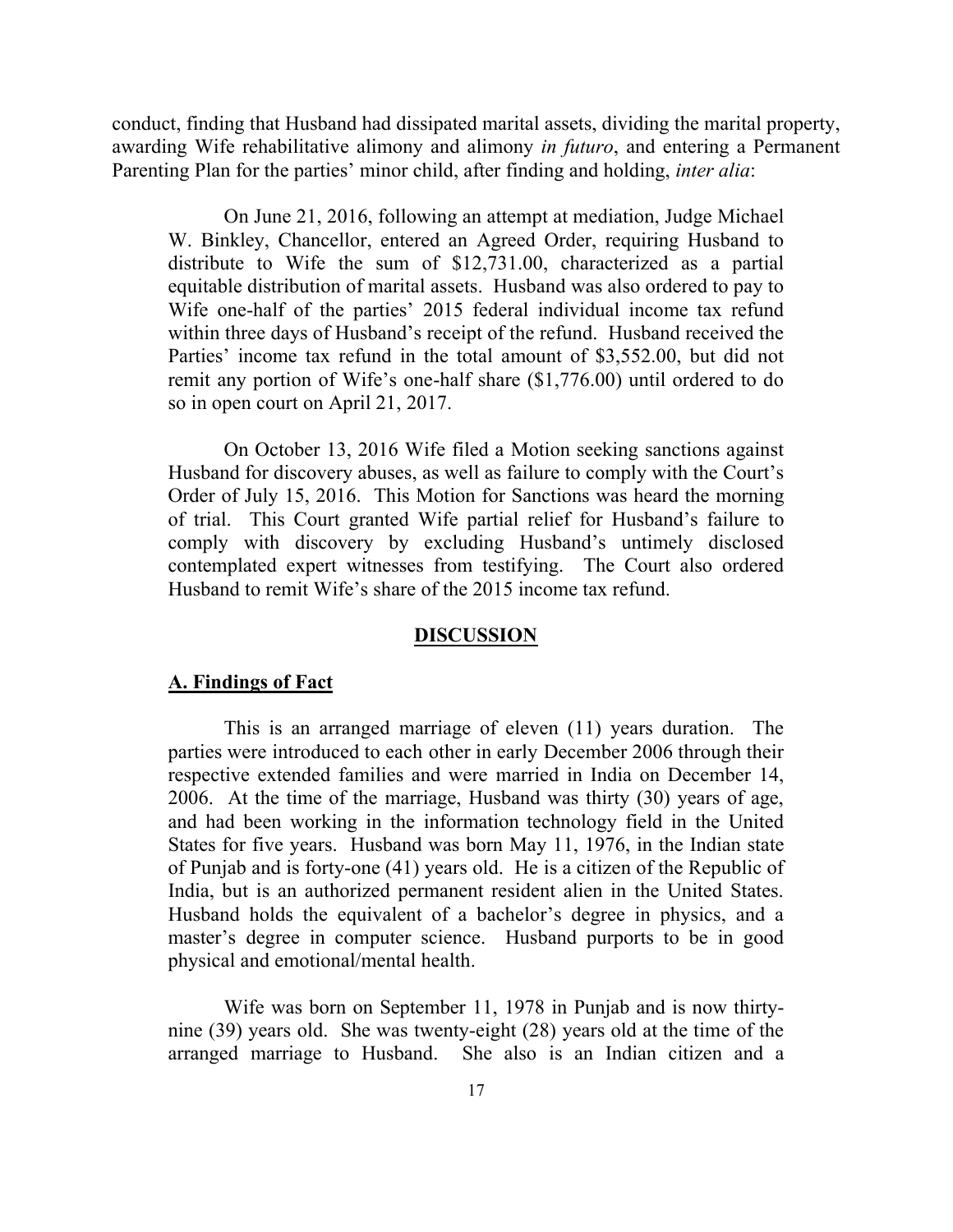conduct, finding that Husband had dissipated marital assets, dividing the marital property, awarding Wife rehabilitative alimony and alimony *in futuro*, and entering a Permanent Parenting Plan for the parties' minor child, after finding and holding, *inter alia*:

> On June 21, 2016, following an attempt at mediation, Judge Michael W. Binkley, Chancellor, entered an Agreed Order, requiring Husband to distribute to Wife the sum of $12,731.00, characterized as a partial equitable distribution of marital assets. Husband was also ordered to pay to Wife one-half of the parties' 2015 federal individual income tax refund within three days of Husband's receipt of the refund. Husband received the Parties' income tax refund in the total amount of $3,552.00, but did not remit any portion of Wife's one-half share ($1,776.00) until ordered to do so in open court on April 21, 2017.
>
> On October 13, 2016 Wife filed a Motion seeking sanctions against Husband for discovery abuses, as well as failure to comply with the Court's Order of July 15, 2016. This Motion for Sanctions was heard the morning of trial. This Court granted Wife partial relief for Husband's failure to comply with discovery by excluding Husband's untimely disclosed contemplated expert witnesses from testifying. The Court also ordered Husband to remit Wife's share of the 2015 income tax refund.
>
> **DISCUSSION**
>
> **A. Findings of Fact**
>
> This is an arranged marriage of eleven (11) years duration. The parties were introduced to each other in early December 2006 through their respective extended families and were married in India on December 14, 2006. At the time of the marriage, Husband was thirty (30) years of age, and had been working in the information technology field in the United States for five years. Husband was born May 11, 1976, in the Indian state of Punjab and is forty-one (41) years old. He is a citizen of the Republic of India, but is an authorized permanent resident alien in the United States. Husband holds the equivalent of a bachelor's degree in physics, and a master's degree in computer science. Husband purports to be in good physical and emotional/mental health.
>
> Wife was born on September 11, 1978 in Punjab and is now thirty-nine (39) years old. She was twenty-eight (28) years old at the time of the arranged marriage to Husband. She also is an Indian citizen and a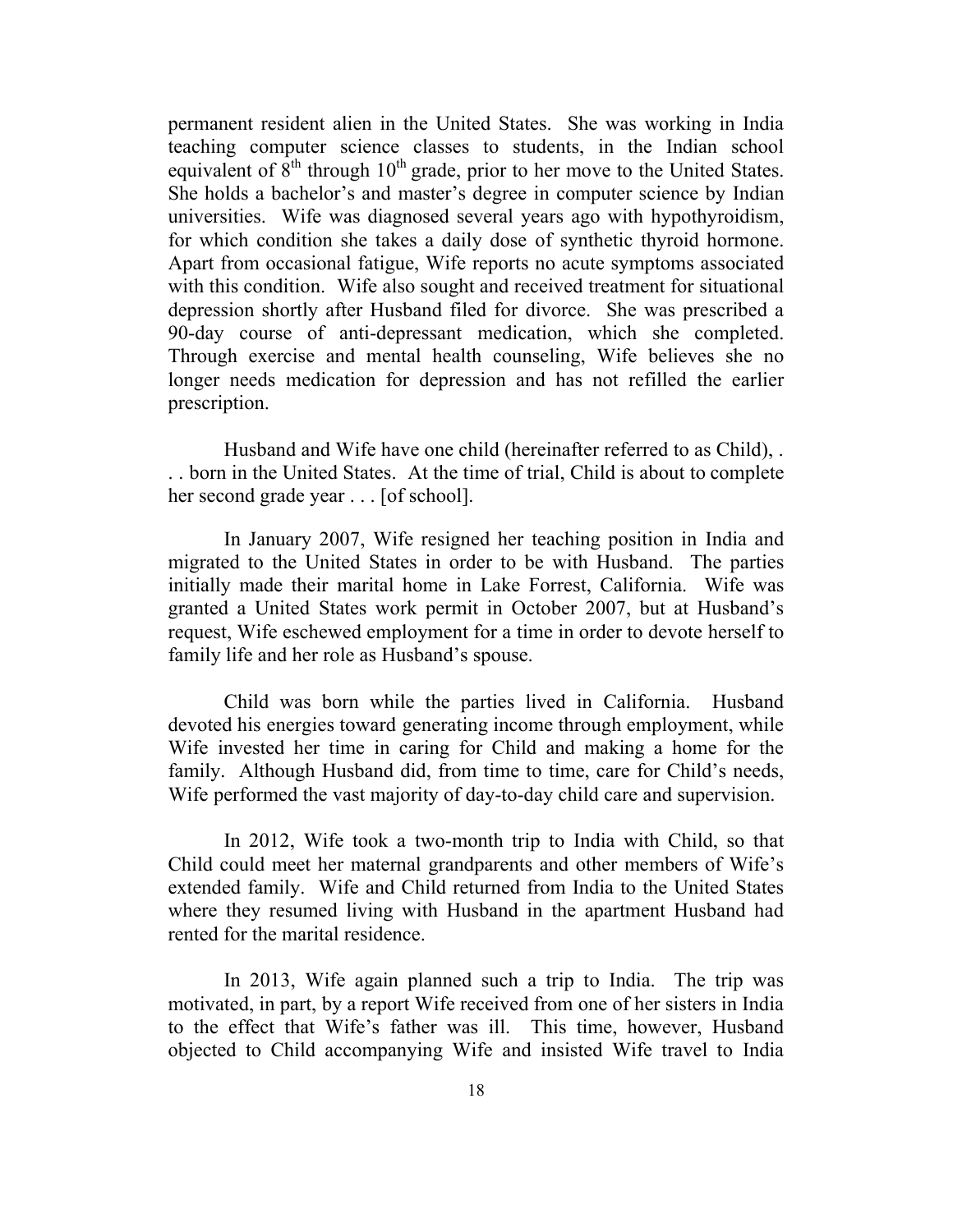permanent resident alien in the United States. She was working in India teaching computer science classes to students, in the Indian school equivalent of 8th through 10th grade, prior to her move to the United States. She holds a bachelor's and master's degree in computer science by Indian universities. Wife was diagnosed several years ago with hypothyroidism, for which condition she takes a daily dose of synthetic thyroid hormone. Apart from occasional fatigue, Wife reports no acute symptoms associated with this condition. Wife also sought and received treatment for situational depression shortly after Husband filed for divorce. She was prescribed a 90-day course of anti-depressant medication, which she completed. Through exercise and mental health counseling, Wife believes she no longer needs medication for depression and has not refilled the earlier prescription.

Husband and Wife have one child (hereinafter referred to as Child), . . . born in the United States. At the time of trial, Child is about to complete her second grade year . . . [of school].

In January 2007, Wife resigned her teaching position in India and migrated to the United States in order to be with Husband. The parties initially made their marital home in Lake Forrest, California. Wife was granted a United States work permit in October 2007, but at Husband's request, Wife eschewed employment for a time in order to devote herself to family life and her role as Husband's spouse.

Child was born while the parties lived in California. Husband devoted his energies toward generating income through employment, while Wife invested her time in caring for Child and making a home for the family. Although Husband did, from time to time, care for Child's needs, Wife performed the vast majority of day-to-day child care and supervision.

In 2012, Wife took a two-month trip to India with Child, so that Child could meet her maternal grandparents and other members of Wife's extended family. Wife and Child returned from India to the United States where they resumed living with Husband in the apartment Husband had rented for the marital residence.

In 2013, Wife again planned such a trip to India. The trip was motivated, in part, by a report Wife received from one of her sisters in India to the effect that Wife's father was ill. This time, however, Husband objected to Child accompanying Wife and insisted Wife travel to India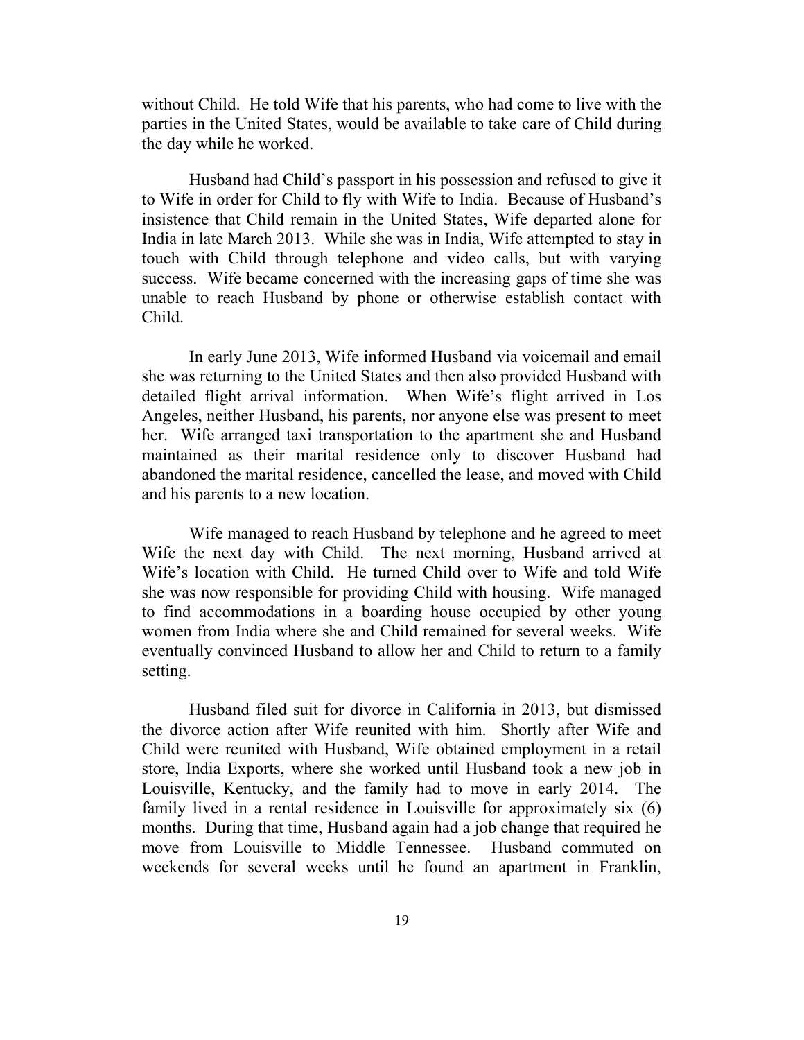without Child. He told Wife that his parents, who had come to live with the parties in the United States, would be available to take care of Child during the day while he worked.

Husband had Child's passport in his possession and refused to give it to Wife in order for Child to fly with Wife to India. Because of Husband's insistence that Child remain in the United States, Wife departed alone for India in late March 2013. While she was in India, Wife attempted to stay in touch with Child through telephone and video calls, but with varying success. Wife became concerned with the increasing gaps of time she was unable to reach Husband by phone or otherwise establish contact with Child.

In early June 2013, Wife informed Husband via voicemail and email she was returning to the United States and then also provided Husband with detailed flight arrival information. When Wife's flight arrived in Los Angeles, neither Husband, his parents, nor anyone else was present to meet her. Wife arranged taxi transportation to the apartment she and Husband maintained as their marital residence only to discover Husband had abandoned the marital residence, cancelled the lease, and moved with Child and his parents to a new location.

Wife managed to reach Husband by telephone and he agreed to meet Wife the next day with Child. The next morning, Husband arrived at Wife's location with Child. He turned Child over to Wife and told Wife she was now responsible for providing Child with housing. Wife managed to find accommodations in a boarding house occupied by other young women from India where she and Child remained for several weeks. Wife eventually convinced Husband to allow her and Child to return to a family setting.

Husband filed suit for divorce in California in 2013, but dismissed the divorce action after Wife reunited with him. Shortly after Wife and Child were reunited with Husband, Wife obtained employment in a retail store, India Exports, where she worked until Husband took a new job in Louisville, Kentucky, and the family had to move in early 2014. The family lived in a rental residence in Louisville for approximately six (6) months. During that time, Husband again had a job change that required he move from Louisville to Middle Tennessee. Husband commuted on weekends for several weeks until he found an apartment in Franklin,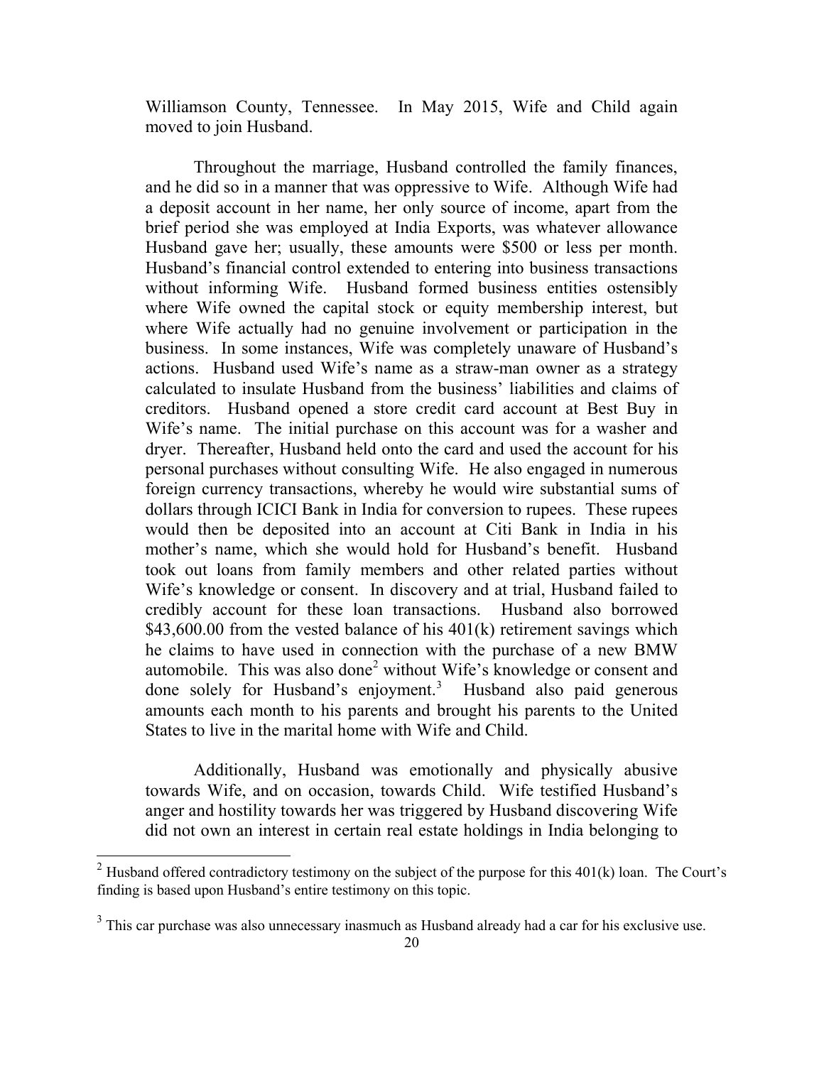Williamson County, Tennessee. In May 2015, Wife and Child again moved to join Husband.

Throughout the marriage, Husband controlled the family finances, and he did so in a manner that was oppressive to Wife. Although Wife had a deposit account in her name, her only source of income, apart from the brief period she was employed at India Exports, was whatever allowance Husband gave her; usually, these amounts were $500 or less per month. Husband's financial control extended to entering into business transactions without informing Wife. Husband formed business entities ostensibly where Wife owned the capital stock or equity membership interest, but where Wife actually had no genuine involvement or participation in the business. In some instances, Wife was completely unaware of Husband's actions. Husband used Wife's name as a straw-man owner as a strategy calculated to insulate Husband from the business' liabilities and claims of creditors. Husband opened a store credit card account at Best Buy in Wife's name. The initial purchase on this account was for a washer and dryer. Thereafter, Husband held onto the card and used the account for his personal purchases without consulting Wife. He also engaged in numerous foreign currency transactions, whereby he would wire substantial sums of dollars through ICICI Bank in India for conversion to rupees. These rupees would then be deposited into an account at Citi Bank in India in his mother's name, which she would hold for Husband's benefit. Husband took out loans from family members and other related parties without Wife's knowledge or consent. In discovery and at trial, Husband failed to credibly account for these loan transactions. Husband also borrowed $43,600.00 from the vested balance of his 401(k) retirement savings which he claims to have used in connection with the purchase of a new BMW automobile. This was also done[2] without Wife's knowledge or consent and done solely for Husband's enjoyment.[3] Husband also paid generous amounts each month to his parents and brought his parents to the United States to live in the marital home with Wife and Child.

Additionally, Husband was emotionally and physically abusive towards Wife, and on occasion, towards Child. Wife testified Husband's anger and hostility towards her was triggered by Husband discovering Wife did not own an interest in certain real estate holdings in India belonging to

---

[2] Husband offered contradictory testimony on the subject of the purpose for this 401(k) loan. The Court's finding is based upon Husband's entire testimony on this topic.

[3] This car purchase was also unnecessary inasmuch as Husband already had a car for his exclusive use.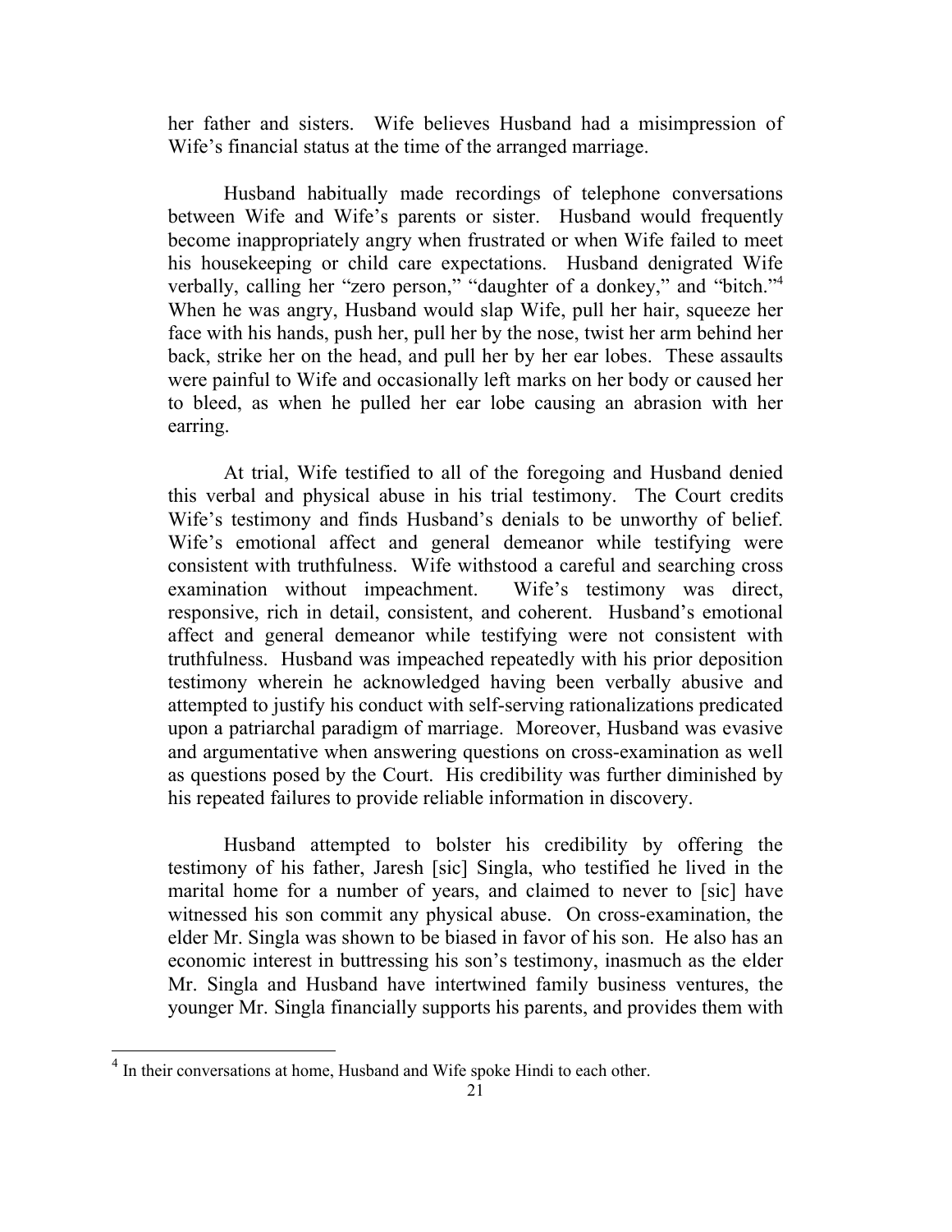her father and sisters. Wife believes Husband had a misimpression of Wife's financial status at the time of the arranged marriage.

Husband habitually made recordings of telephone conversations between Wife and Wife's parents or sister. Husband would frequently become inappropriately angry when frustrated or when Wife failed to meet his housekeeping or child care expectations. Husband denigrated Wife verbally, calling her "zero person," "daughter of a donkey," and "bitch."[4] When he was angry, Husband would slap Wife, pull her hair, squeeze her face with his hands, push her, pull her by the nose, twist her arm behind her back, strike her on the head, and pull her by her ear lobes. These assaults were painful to Wife and occasionally left marks on her body or caused her to bleed, as when he pulled her ear lobe causing an abrasion with her earring.

At trial, Wife testified to all of the foregoing and Husband denied this verbal and physical abuse in his trial testimony. The Court credits Wife's testimony and finds Husband's denials to be unworthy of belief. Wife's emotional affect and general demeanor while testifying were consistent with truthfulness. Wife withstood a careful and searching cross examination without impeachment. Wife's testimony was direct, responsive, rich in detail, consistent, and coherent. Husband's emotional affect and general demeanor while testifying were not consistent with truthfulness. Husband was impeached repeatedly with his prior deposition testimony wherein he acknowledged having been verbally abusive and attempted to justify his conduct with self-serving rationalizations predicated upon a patriarchal paradigm of marriage. Moreover, Husband was evasive and argumentative when answering questions on cross-examination as well as questions posed by the Court. His credibility was further diminished by his repeated failures to provide reliable information in discovery.

Husband attempted to bolster his credibility by offering the testimony of his father, Jaresh [sic] Singla, who testified he lived in the marital home for a number of years, and claimed to never to [sic] have witnessed his son commit any physical abuse. On cross-examination, the elder Mr. Singla was shown to be biased in favor of his son. He also has an economic interest in buttressing his son's testimony, inasmuch as the elder Mr. Singla and Husband have intertwined family business ventures, the younger Mr. Singla financially supports his parents, and provides them with

[4] In their conversations at home, Husband and Wife spoke Hindi to each other.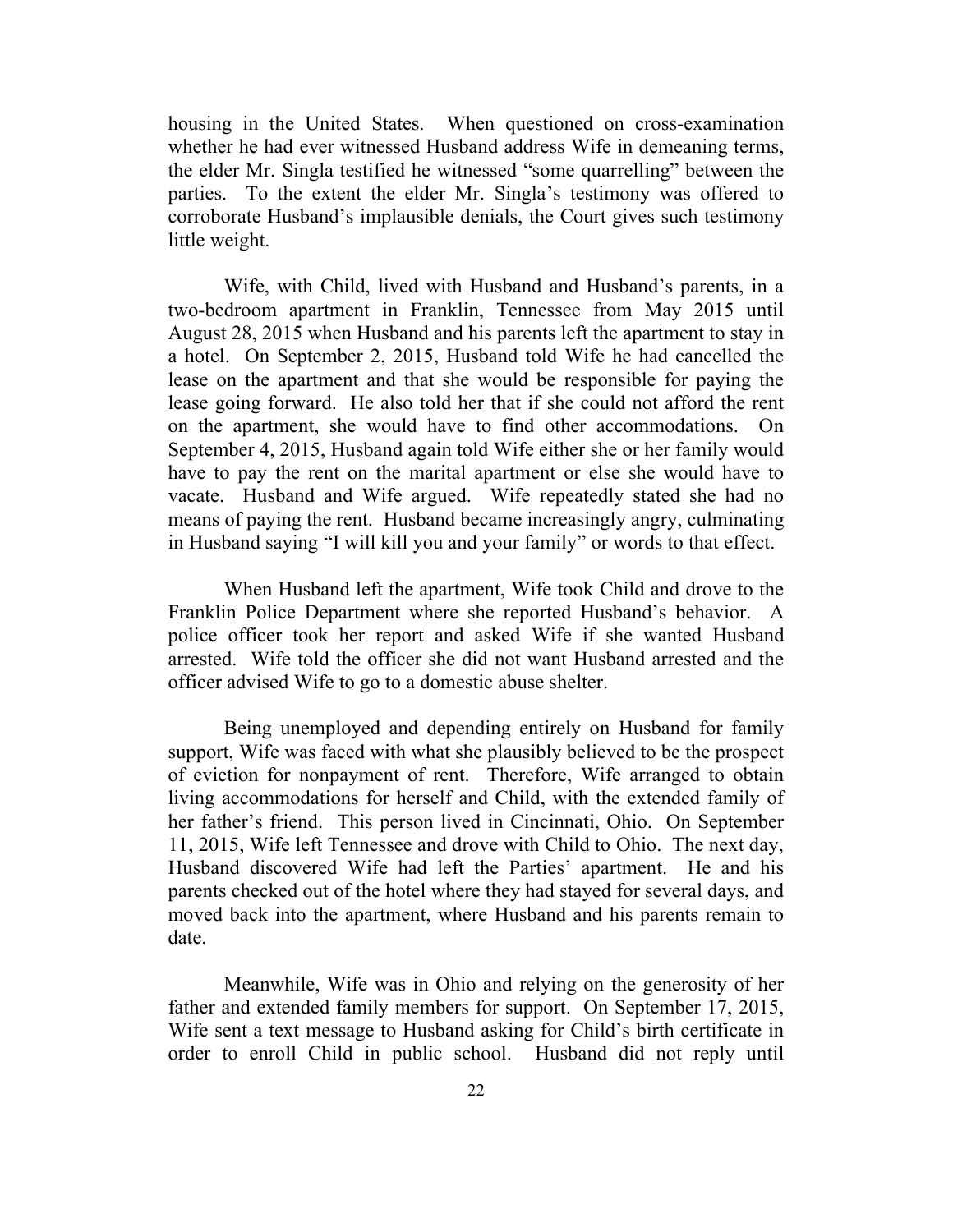housing in the United States. When questioned on cross-examination whether he had ever witnessed Husband address Wife in demeaning terms, the elder Mr. Singla testified he witnessed "some quarrelling" between the parties. To the extent the elder Mr. Singla's testimony was offered to corroborate Husband's implausible denials, the Court gives such testimony little weight.

Wife, with Child, lived with Husband and Husband's parents, in a two-bedroom apartment in Franklin, Tennessee from May 2015 until August 28, 2015 when Husband and his parents left the apartment to stay in a hotel. On September 2, 2015, Husband told Wife he had cancelled the lease on the apartment and that she would be responsible for paying the lease going forward. He also told her that if she could not afford the rent on the apartment, she would have to find other accommodations. On September 4, 2015, Husband again told Wife either she or her family would have to pay the rent on the marital apartment or else she would have to vacate. Husband and Wife argued. Wife repeatedly stated she had no means of paying the rent. Husband became increasingly angry, culminating in Husband saying "I will kill you and your family" or words to that effect.

When Husband left the apartment, Wife took Child and drove to the Franklin Police Department where she reported Husband's behavior. A police officer took her report and asked Wife if she wanted Husband arrested. Wife told the officer she did not want Husband arrested and the officer advised Wife to go to a domestic abuse shelter.

Being unemployed and depending entirely on Husband for family support, Wife was faced with what she plausibly believed to be the prospect of eviction for nonpayment of rent. Therefore, Wife arranged to obtain living accommodations for herself and Child, with the extended family of her father's friend. This person lived in Cincinnati, Ohio. On September 11, 2015, Wife left Tennessee and drove with Child to Ohio. The next day, Husband discovered Wife had left the Parties' apartment. He and his parents checked out of the hotel where they had stayed for several days, and moved back into the apartment, where Husband and his parents remain to date.

Meanwhile, Wife was in Ohio and relying on the generosity of her father and extended family members for support. On September 17, 2015, Wife sent a text message to Husband asking for Child's birth certificate in order to enroll Child in public school. Husband did not reply until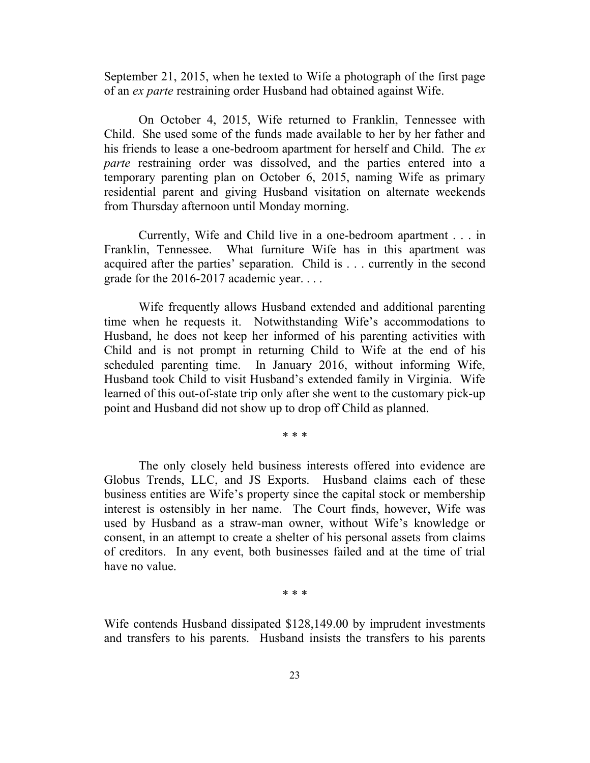September 21, 2015, when he texted to Wife a photograph of the first page of an *ex parte* restraining order Husband had obtained against Wife.

On October 4, 2015, Wife returned to Franklin, Tennessee with Child. She used some of the funds made available to her by her father and his friends to lease a one-bedroom apartment for herself and Child. The *ex parte* restraining order was dissolved, and the parties entered into a temporary parenting plan on October 6, 2015, naming Wife as primary residential parent and giving Husband visitation on alternate weekends from Thursday afternoon until Monday morning.

Currently, Wife and Child live in a one-bedroom apartment . . . in Franklin, Tennessee. What furniture Wife has in this apartment was acquired after the parties' separation. Child is . . . currently in the second grade for the 2016-2017 academic year. . . .

Wife frequently allows Husband extended and additional parenting time when he requests it. Notwithstanding Wife's accommodations to Husband, he does not keep her informed of his parenting activities with Child and is not prompt in returning Child to Wife at the end of his scheduled parenting time. In January 2016, without informing Wife, Husband took Child to visit Husband's extended family in Virginia. Wife learned of this out-of-state trip only after she went to the customary pick-up point and Husband did not show up to drop off Child as planned.

\* \* \*

The only closely held business interests offered into evidence are Globus Trends, LLC, and JS Exports. Husband claims each of these business entities are Wife's property since the capital stock or membership interest is ostensibly in her name. The Court finds, however, Wife was used by Husband as a straw-man owner, without Wife's knowledge or consent, in an attempt to create a shelter of his personal assets from claims of creditors. In any event, both businesses failed and at the time of trial have no value.

\* \* \*

Wife contends Husband dissipated $128,149.00 by imprudent investments and transfers to his parents. Husband insists the transfers to his parents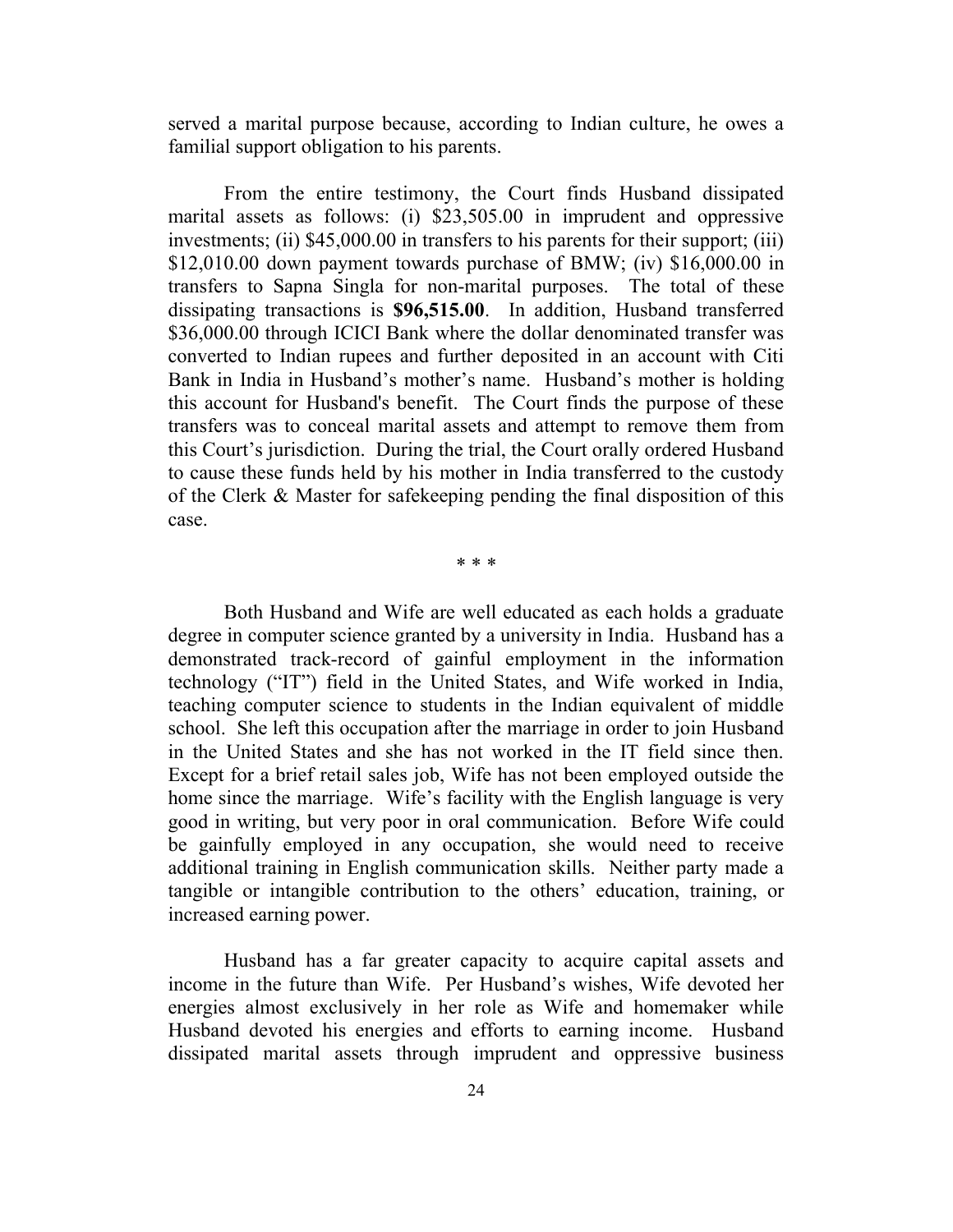served a marital purpose because, according to Indian culture, he owes a familial support obligation to his parents.

From the entire testimony, the Court finds Husband dissipated marital assets as follows: (i) $23,505.00 in imprudent and oppressive investments; (ii) $45,000.00 in transfers to his parents for their support; (iii) $12,010.00 down payment towards purchase of BMW; (iv) $16,000.00 in transfers to Sapna Singla for non-marital purposes. The total of these dissipating transactions is **$96,515.00**. In addition, Husband transferred $36,000.00 through ICICI Bank where the dollar denominated transfer was converted to Indian rupees and further deposited in an account with Citi Bank in India in Husband's mother's name. Husband's mother is holding this account for Husband's benefit. The Court finds the purpose of these transfers was to conceal marital assets and attempt to remove them from this Court's jurisdiction. During the trial, the Court orally ordered Husband to cause these funds held by his mother in India transferred to the custody of the Clerk & Master for safekeeping pending the final disposition of this case.

\* \* \*

Both Husband and Wife are well educated as each holds a graduate degree in computer science granted by a university in India. Husband has a demonstrated track-record of gainful employment in the information technology ("IT") field in the United States, and Wife worked in India, teaching computer science to students in the Indian equivalent of middle school. She left this occupation after the marriage in order to join Husband in the United States and she has not worked in the IT field since then. Except for a brief retail sales job, Wife has not been employed outside the home since the marriage. Wife's facility with the English language is very good in writing, but very poor in oral communication. Before Wife could be gainfully employed in any occupation, she would need to receive additional training in English communication skills. Neither party made a tangible or intangible contribution to the others' education, training, or increased earning power.

Husband has a far greater capacity to acquire capital assets and income in the future than Wife. Per Husband's wishes, Wife devoted her energies almost exclusively in her role as Wife and homemaker while Husband devoted his energies and efforts to earning income. Husband dissipated marital assets through imprudent and oppressive business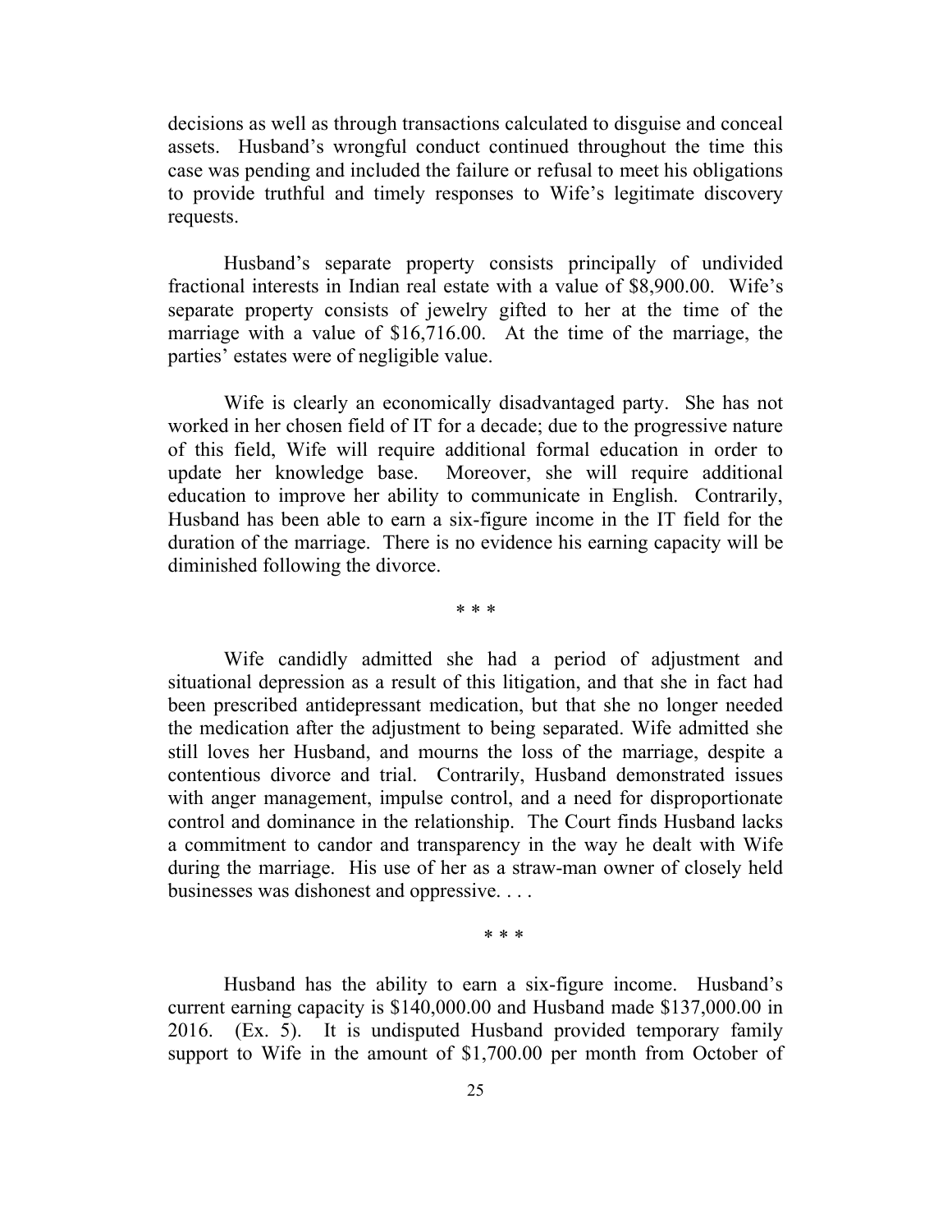decisions as well as through transactions calculated to disguise and conceal assets. Husband's wrongful conduct continued throughout the time this case was pending and included the failure or refusal to meet his obligations to provide truthful and timely responses to Wife's legitimate discovery requests.

Husband's separate property consists principally of undivided fractional interests in Indian real estate with a value of $8,900.00. Wife's separate property consists of jewelry gifted to her at the time of the marriage with a value of $16,716.00. At the time of the marriage, the parties' estates were of negligible value.

Wife is clearly an economically disadvantaged party. She has not worked in her chosen field of IT for a decade; due to the progressive nature of this field, Wife will require additional formal education in order to update her knowledge base. Moreover, she will require additional education to improve her ability to communicate in English. Contrarily, Husband has been able to earn a six-figure income in the IT field for the duration of the marriage. There is no evidence his earning capacity will be diminished following the divorce.

\* \* \*

Wife candidly admitted she had a period of adjustment and situational depression as a result of this litigation, and that she in fact had been prescribed antidepressant medication, but that she no longer needed the medication after the adjustment to being separated. Wife admitted she still loves her Husband, and mourns the loss of the marriage, despite a contentious divorce and trial. Contrarily, Husband demonstrated issues with anger management, impulse control, and a need for disproportionate control and dominance in the relationship. The Court finds Husband lacks a commitment to candor and transparency in the way he dealt with Wife during the marriage. His use of her as a straw-man owner of closely held businesses was dishonest and oppressive. . . .

\* \* \*

Husband has the ability to earn a six-figure income. Husband's current earning capacity is $140,000.00 and Husband made $137,000.00 in 2016. (Ex. 5). It is undisputed Husband provided temporary family support to Wife in the amount of $1,700.00 per month from October of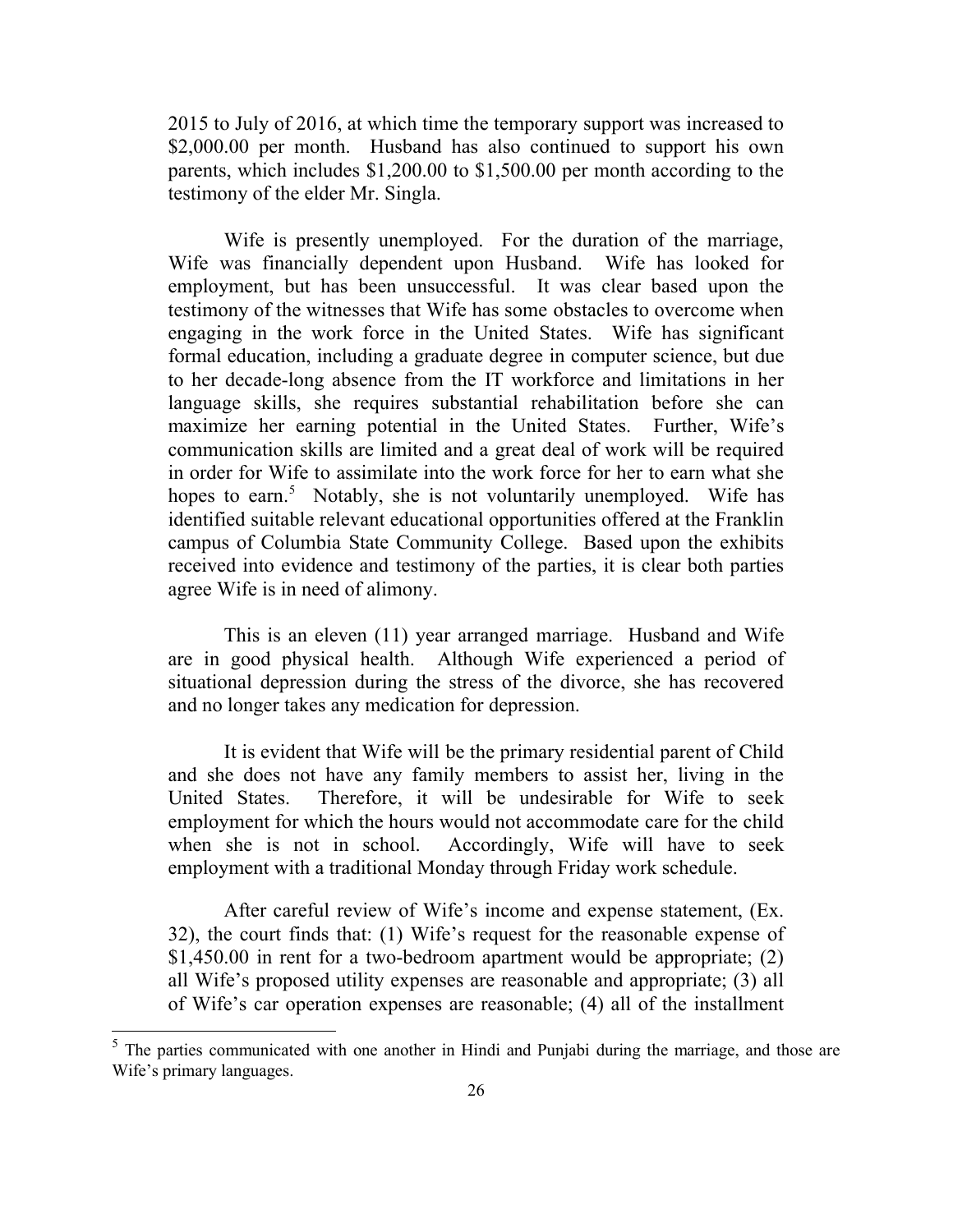2015 to July of 2016, at which time the temporary support was increased to $2,000.00 per month. Husband has also continued to support his own parents, which includes $1,200.00 to $1,500.00 per month according to the testimony of the elder Mr. Singla.

Wife is presently unemployed. For the duration of the marriage, Wife was financially dependent upon Husband. Wife has looked for employment, but has been unsuccessful. It was clear based upon the testimony of the witnesses that Wife has some obstacles to overcome when engaging in the work force in the United States. Wife has significant formal education, including a graduate degree in computer science, but due to her decade-long absence from the IT workforce and limitations in her language skills, she requires substantial rehabilitation before she can maximize her earning potential in the United States. Further, Wife's communication skills are limited and a great deal of work will be required in order for Wife to assimilate into the work force for her to earn what she hopes to earn.[5] Notably, she is not voluntarily unemployed. Wife has identified suitable relevant educational opportunities offered at the Franklin campus of Columbia State Community College. Based upon the exhibits received into evidence and testimony of the parties, it is clear both parties agree Wife is in need of alimony.

This is an eleven (11) year arranged marriage. Husband and Wife are in good physical health. Although Wife experienced a period of situational depression during the stress of the divorce, she has recovered and no longer takes any medication for depression.

It is evident that Wife will be the primary residential parent of Child and she does not have any family members to assist her, living in the United States. Therefore, it will be undesirable for Wife to seek employment for which the hours would not accommodate care for the child when she is not in school. Accordingly, Wife will have to seek employment with a traditional Monday through Friday work schedule.

After careful review of Wife's income and expense statement, (Ex. 32), the court finds that: (1) Wife's request for the reasonable expense of $1,450.00 in rent for a two-bedroom apartment would be appropriate; (2) all Wife's proposed utility expenses are reasonable and appropriate; (3) all of Wife's car operation expenses are reasonable; (4) all of the installment

---

[5] The parties communicated with one another in Hindi and Punjabi during the marriage, and those are Wife's primary languages.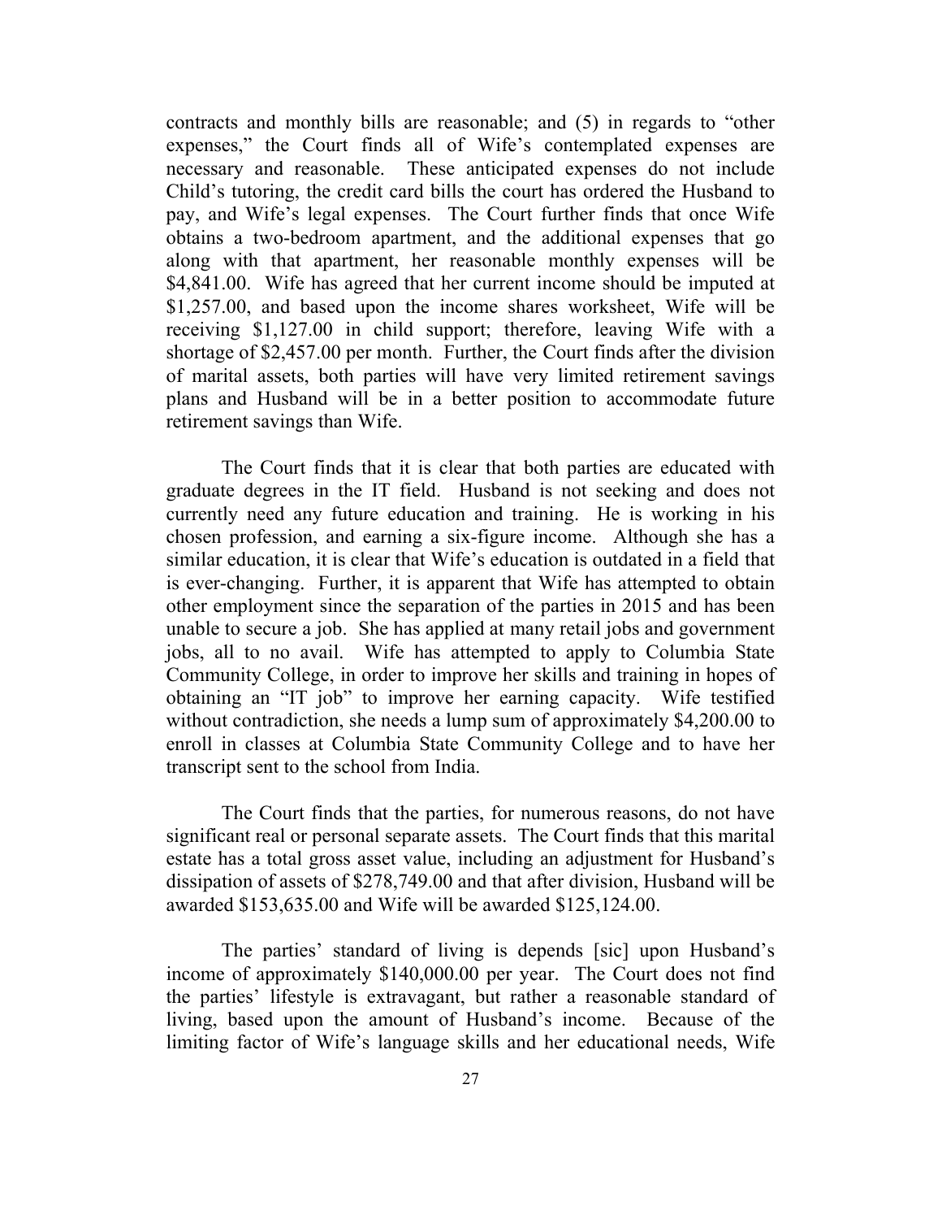contracts and monthly bills are reasonable; and (5) in regards to "other expenses," the Court finds all of Wife's contemplated expenses are necessary and reasonable. These anticipated expenses do not include Child's tutoring, the credit card bills the court has ordered the Husband to pay, and Wife's legal expenses. The Court further finds that once Wife obtains a two-bedroom apartment, and the additional expenses that go along with that apartment, her reasonable monthly expenses will be $4,841.00. Wife has agreed that her current income should be imputed at $1,257.00, and based upon the income shares worksheet, Wife will be receiving $1,127.00 in child support; therefore, leaving Wife with a shortage of $2,457.00 per month. Further, the Court finds after the division of marital assets, both parties will have very limited retirement savings plans and Husband will be in a better position to accommodate future retirement savings than Wife.

The Court finds that it is clear that both parties are educated with graduate degrees in the IT field. Husband is not seeking and does not currently need any future education and training. He is working in his chosen profession, and earning a six-figure income. Although she has a similar education, it is clear that Wife's education is outdated in a field that is ever-changing. Further, it is apparent that Wife has attempted to obtain other employment since the separation of the parties in 2015 and has been unable to secure a job. She has applied at many retail jobs and government jobs, all to no avail. Wife has attempted to apply to Columbia State Community College, in order to improve her skills and training in hopes of obtaining an "IT job" to improve her earning capacity. Wife testified without contradiction, she needs a lump sum of approximately $4,200.00 to enroll in classes at Columbia State Community College and to have her transcript sent to the school from India.

The Court finds that the parties, for numerous reasons, do not have significant real or personal separate assets. The Court finds that this marital estate has a total gross asset value, including an adjustment for Husband's dissipation of assets of $278,749.00 and that after division, Husband will be awarded $153,635.00 and Wife will be awarded $125,124.00.

The parties' standard of living is depends [sic] upon Husband's income of approximately $140,000.00 per year. The Court does not find the parties' lifestyle is extravagant, but rather a reasonable standard of living, based upon the amount of Husband's income. Because of the limiting factor of Wife's language skills and her educational needs, Wife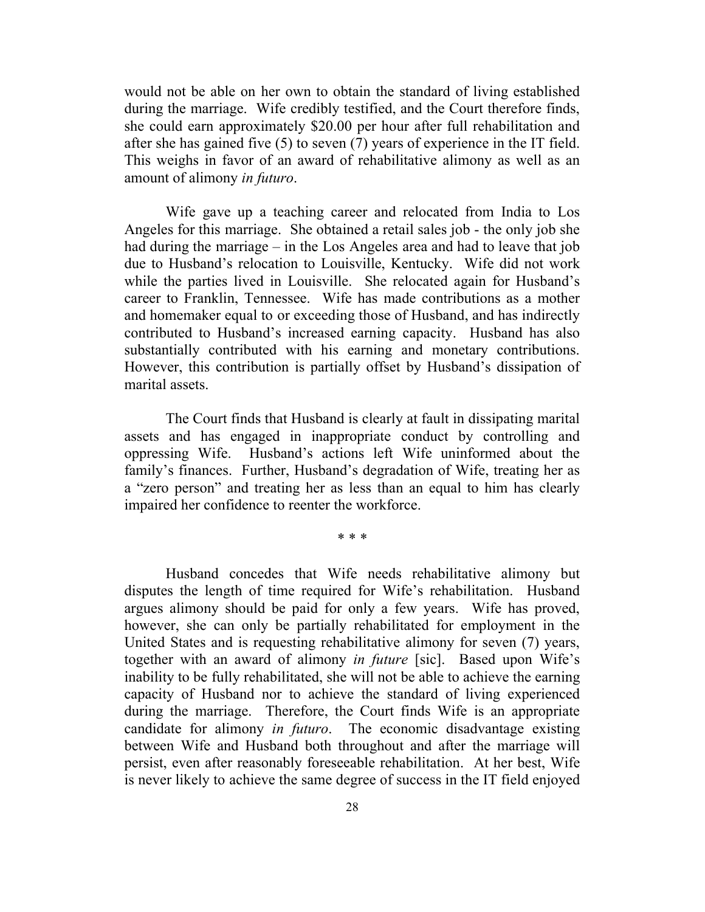would not be able on her own to obtain the standard of living established during the marriage. Wife credibly testified, and the Court therefore finds, she could earn approximately $20.00 per hour after full rehabilitation and after she has gained five (5) to seven (7) years of experience in the IT field. This weighs in favor of an award of rehabilitative alimony as well as an amount of alimony *in futuro*.

Wife gave up a teaching career and relocated from India to Los Angeles for this marriage. She obtained a retail sales job - the only job she had during the marriage – in the Los Angeles area and had to leave that job due to Husband's relocation to Louisville, Kentucky. Wife did not work while the parties lived in Louisville. She relocated again for Husband's career to Franklin, Tennessee. Wife has made contributions as a mother and homemaker equal to or exceeding those of Husband, and has indirectly contributed to Husband's increased earning capacity. Husband has also substantially contributed with his earning and monetary contributions. However, this contribution is partially offset by Husband's dissipation of marital assets.

The Court finds that Husband is clearly at fault in dissipating marital assets and has engaged in inappropriate conduct by controlling and oppressing Wife. Husband's actions left Wife uninformed about the family's finances. Further, Husband's degradation of Wife, treating her as a "zero person" and treating her as less than an equal to him has clearly impaired her confidence to reenter the workforce.

\* \* \*

Husband concedes that Wife needs rehabilitative alimony but disputes the length of time required for Wife's rehabilitation. Husband argues alimony should be paid for only a few years. Wife has proved, however, she can only be partially rehabilitated for employment in the United States and is requesting rehabilitative alimony for seven (7) years, together with an award of alimony *in future* [sic]. Based upon Wife's inability to be fully rehabilitated, she will not be able to achieve the earning capacity of Husband nor to achieve the standard of living experienced during the marriage. Therefore, the Court finds Wife is an appropriate candidate for alimony *in futuro*. The economic disadvantage existing between Wife and Husband both throughout and after the marriage will persist, even after reasonably foreseeable rehabilitation. At her best, Wife is never likely to achieve the same degree of success in the IT field enjoyed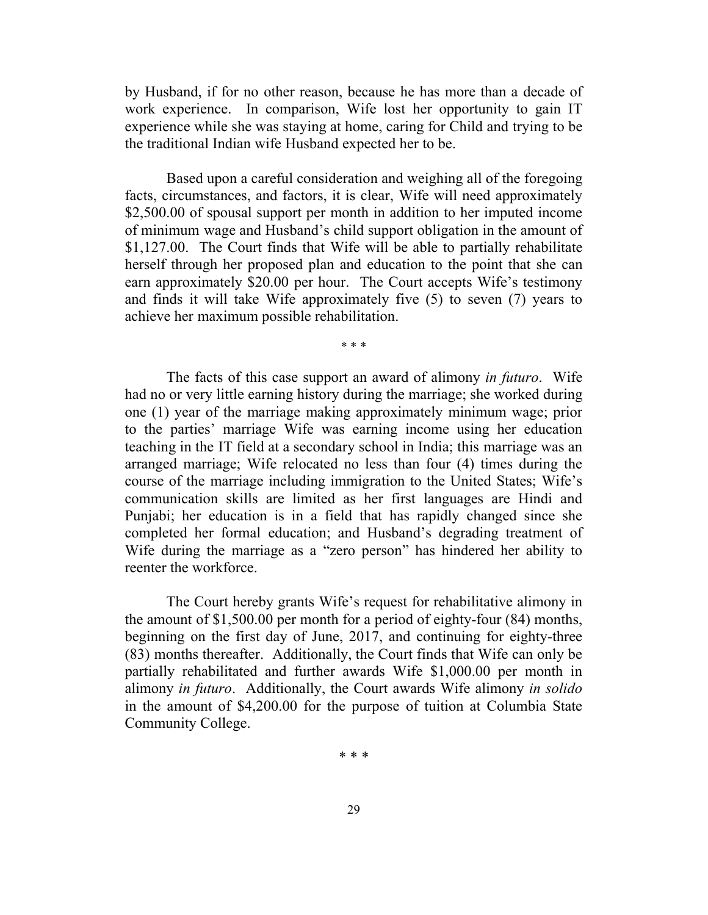by Husband, if for no other reason, because he has more than a decade of work experience. In comparison, Wife lost her opportunity to gain IT experience while she was staying at home, caring for Child and trying to be the traditional Indian wife Husband expected her to be.

Based upon a careful consideration and weighing all of the foregoing facts, circumstances, and factors, it is clear, Wife will need approximately $2,500.00 of spousal support per month in addition to her imputed income of minimum wage and Husband's child support obligation in the amount of $1,127.00. The Court finds that Wife will be able to partially rehabilitate herself through her proposed plan and education to the point that she can earn approximately $20.00 per hour. The Court accepts Wife's testimony and finds it will take Wife approximately five (5) to seven (7) years to achieve her maximum possible rehabilitation.

\* \* \*

The facts of this case support an award of alimony *in futuro*. Wife had no or very little earning history during the marriage; she worked during one (1) year of the marriage making approximately minimum wage; prior to the parties' marriage Wife was earning income using her education teaching in the IT field at a secondary school in India; this marriage was an arranged marriage; Wife relocated no less than four (4) times during the course of the marriage including immigration to the United States; Wife's communication skills are limited as her first languages are Hindi and Punjabi; her education is in a field that has rapidly changed since she completed her formal education; and Husband's degrading treatment of Wife during the marriage as a "zero person" has hindered her ability to reenter the workforce.

The Court hereby grants Wife's request for rehabilitative alimony in the amount of $1,500.00 per month for a period of eighty-four (84) months, beginning on the first day of June, 2017, and continuing for eighty-three (83) months thereafter. Additionally, the Court finds that Wife can only be partially rehabilitated and further awards Wife $1,000.00 per month in alimony *in futuro*. Additionally, the Court awards Wife alimony *in solido* in the amount of $4,200.00 for the purpose of tuition at Columbia State Community College.

\* \* \*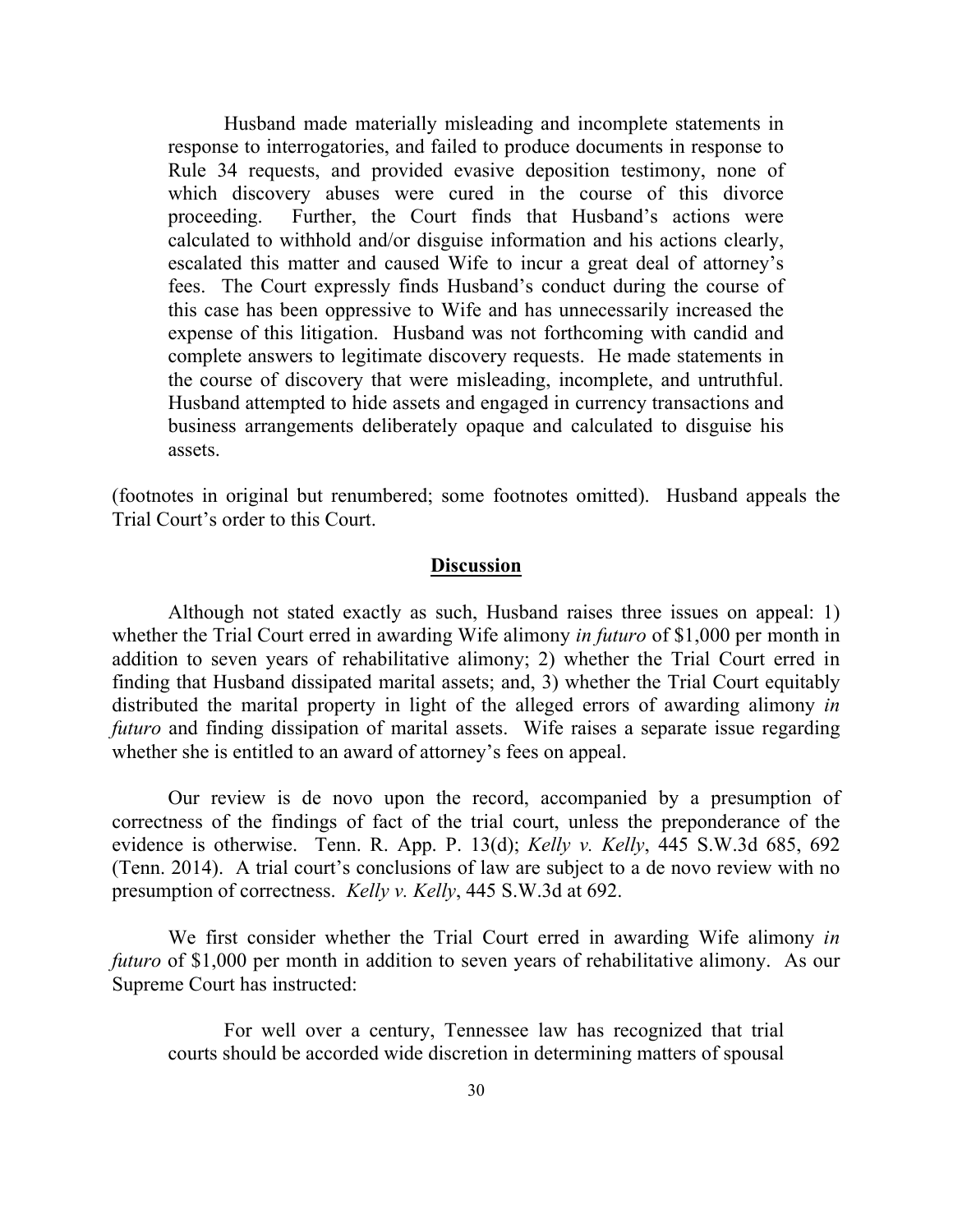> Husband made materially misleading and incomplete statements in response to interrogatories, and failed to produce documents in response to Rule 34 requests, and provided evasive deposition testimony, none of which discovery abuses were cured in the course of this divorce proceeding. Further, the Court finds that Husband's actions were calculated to withhold and/or disguise information and his actions clearly, escalated this matter and caused Wife to incur a great deal of attorney's fees. The Court expressly finds Husband's conduct during the course of this case has been oppressive to Wife and has unnecessarily increased the expense of this litigation. Husband was not forthcoming with candid and complete answers to legitimate discovery requests. He made statements in the course of discovery that were misleading, incomplete, and untruthful. Husband attempted to hide assets and engaged in currency transactions and business arrangements deliberately opaque and calculated to disguise his assets.

(footnotes in original but renumbered; some footnotes omitted). Husband appeals the Trial Court's order to this Court.

## Discussion

Although not stated exactly as such, Husband raises three issues on appeal: 1) whether the Trial Court erred in awarding Wife alimony *in futuro* of $1,000 per month in addition to seven years of rehabilitative alimony; 2) whether the Trial Court erred in finding that Husband dissipated marital assets; and, 3) whether the Trial Court equitably distributed the marital property in light of the alleged errors of awarding alimony *in futuro* and finding dissipation of marital assets. Wife raises a separate issue regarding whether she is entitled to an award of attorney's fees on appeal.

Our review is de novo upon the record, accompanied by a presumption of correctness of the findings of fact of the trial court, unless the preponderance of the evidence is otherwise. Tenn. R. App. P. 13(d); *Kelly v. Kelly*, 445 S.W.3d 685, 692 (Tenn. 2014). A trial court's conclusions of law are subject to a de novo review with no presumption of correctness. *Kelly v. Kelly*, 445 S.W.3d at 692.

We first consider whether the Trial Court erred in awarding Wife alimony *in futuro* of $1,000 per month in addition to seven years of rehabilitative alimony. As our Supreme Court has instructed:

> For well over a century, Tennessee law has recognized that trial courts should be accorded wide discretion in determining matters of spousal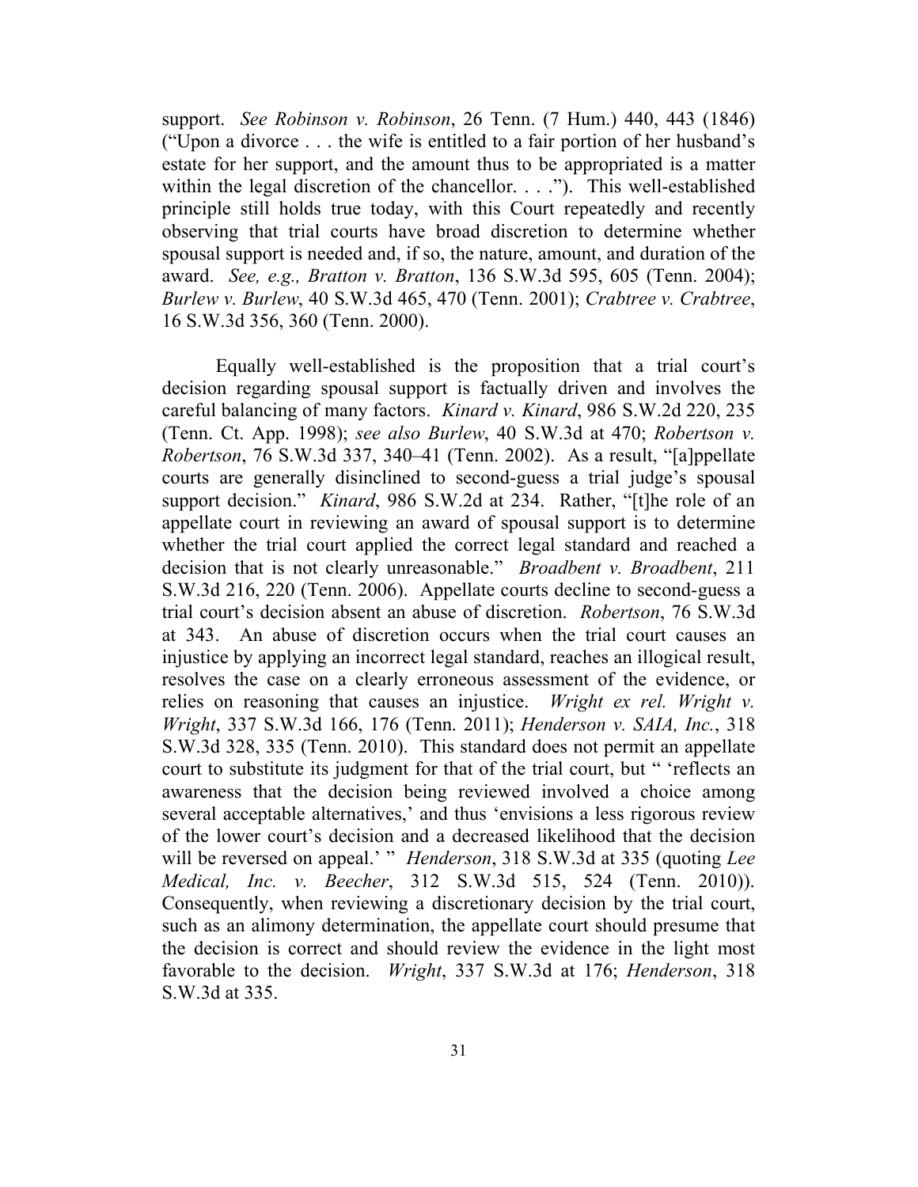support. *See Robinson v. Robinson*, 26 Tenn. (7 Hum.) 440, 443 (1846) ("Upon a divorce . . . the wife is entitled to a fair portion of her husband's estate for her support, and the amount thus to be appropriated is a matter within the legal discretion of the chancellor. . . ."). This well-established principle still holds true today, with this Court repeatedly and recently observing that trial courts have broad discretion to determine whether spousal support is needed and, if so, the nature, amount, and duration of the award. *See, e.g., Bratton v. Bratton*, 136 S.W.3d 595, 605 (Tenn. 2004); *Burlew v. Burlew*, 40 S.W.3d 465, 470 (Tenn. 2001); *Crabtree v. Crabtree*, 16 S.W.3d 356, 360 (Tenn. 2000).

Equally well-established is the proposition that a trial court's decision regarding spousal support is factually driven and involves the careful balancing of many factors. *Kinard v. Kinard*, 986 S.W.2d 220, 235 (Tenn. Ct. App. 1998); *see also Burlew*, 40 S.W.3d at 470; *Robertson v. Robertson*, 76 S.W.3d 337, 340–41 (Tenn. 2002). As a result, "[a]ppellate courts are generally disinclined to second-guess a trial judge's spousal support decision." *Kinard*, 986 S.W.2d at 234. Rather, "[t]he role of an appellate court in reviewing an award of spousal support is to determine whether the trial court applied the correct legal standard and reached a decision that is not clearly unreasonable." *Broadbent v. Broadbent*, 211 S.W.3d 216, 220 (Tenn. 2006). Appellate courts decline to second-guess a trial court's decision absent an abuse of discretion. *Robertson*, 76 S.W.3d at 343. An abuse of discretion occurs when the trial court causes an injustice by applying an incorrect legal standard, reaches an illogical result, resolves the case on a clearly erroneous assessment of the evidence, or relies on reasoning that causes an injustice. *Wright ex rel. Wright v. Wright*, 337 S.W.3d 166, 176 (Tenn. 2011); *Henderson v. SAIA, Inc.*, 318 S.W.3d 328, 335 (Tenn. 2010). This standard does not permit an appellate court to substitute its judgment for that of the trial court, but " 'reflects an awareness that the decision being reviewed involved a choice among several acceptable alternatives,' and thus 'envisions a less rigorous review of the lower court's decision and a decreased likelihood that the decision will be reversed on appeal.' " *Henderson*, 318 S.W.3d at 335 (quoting *Lee Medical, Inc. v. Beecher*, 312 S.W.3d 515, 524 (Tenn. 2010)). Consequently, when reviewing a discretionary decision by the trial court, such as an alimony determination, the appellate court should presume that the decision is correct and should review the evidence in the light most favorable to the decision. *Wright*, 337 S.W.3d at 176; *Henderson*, 318 S.W.3d at 335.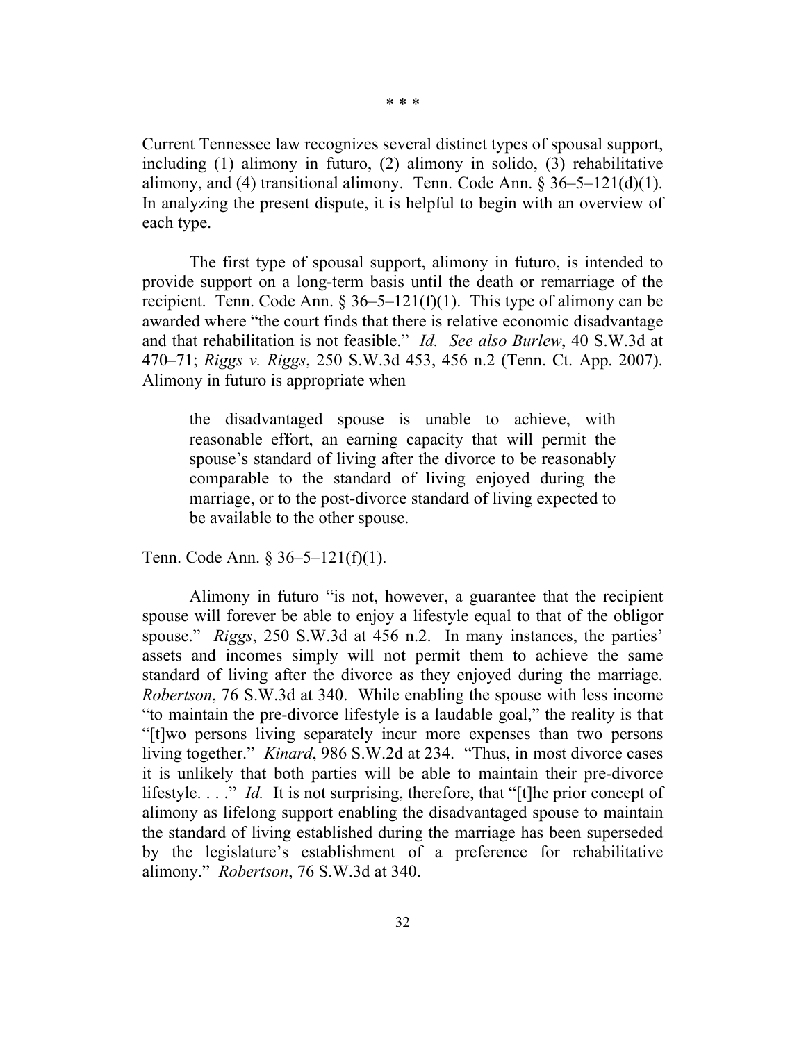\* \* \*

Current Tennessee law recognizes several distinct types of spousal support, including (1) alimony in futuro, (2) alimony in solido, (3) rehabilitative alimony, and (4) transitional alimony. Tenn. Code Ann. § 36–5–121(d)(1). In analyzing the present dispute, it is helpful to begin with an overview of each type.

The first type of spousal support, alimony in futuro, is intended to provide support on a long-term basis until the death or remarriage of the recipient. Tenn. Code Ann. § 36–5–121(f)(1). This type of alimony can be awarded where "the court finds that there is relative economic disadvantage and that rehabilitation is not feasible." *Id. See also Burlew*, 40 S.W.3d at 470–71; *Riggs v. Riggs*, 250 S.W.3d 453, 456 n.2 (Tenn. Ct. App. 2007). Alimony in futuro is appropriate when

> the disadvantaged spouse is unable to achieve, with reasonable effort, an earning capacity that will permit the spouse's standard of living after the divorce to be reasonably comparable to the standard of living enjoyed during the marriage, or to the post-divorce standard of living expected to be available to the other spouse.

Tenn. Code Ann. § 36–5–121(f)(1).

Alimony in futuro "is not, however, a guarantee that the recipient spouse will forever be able to enjoy a lifestyle equal to that of the obligor spouse." *Riggs*, 250 S.W.3d at 456 n.2. In many instances, the parties' assets and incomes simply will not permit them to achieve the same standard of living after the divorce as they enjoyed during the marriage. *Robertson*, 76 S.W.3d at 340. While enabling the spouse with less income "to maintain the pre-divorce lifestyle is a laudable goal," the reality is that "[t]wo persons living separately incur more expenses than two persons living together." *Kinard*, 986 S.W.2d at 234. "Thus, in most divorce cases it is unlikely that both parties will be able to maintain their pre-divorce lifestyle. . . ." *Id.* It is not surprising, therefore, that "[t]he prior concept of alimony as lifelong support enabling the disadvantaged spouse to maintain the standard of living established during the marriage has been superseded by the legislature's establishment of a preference for rehabilitative alimony." *Robertson*, 76 S.W.3d at 340.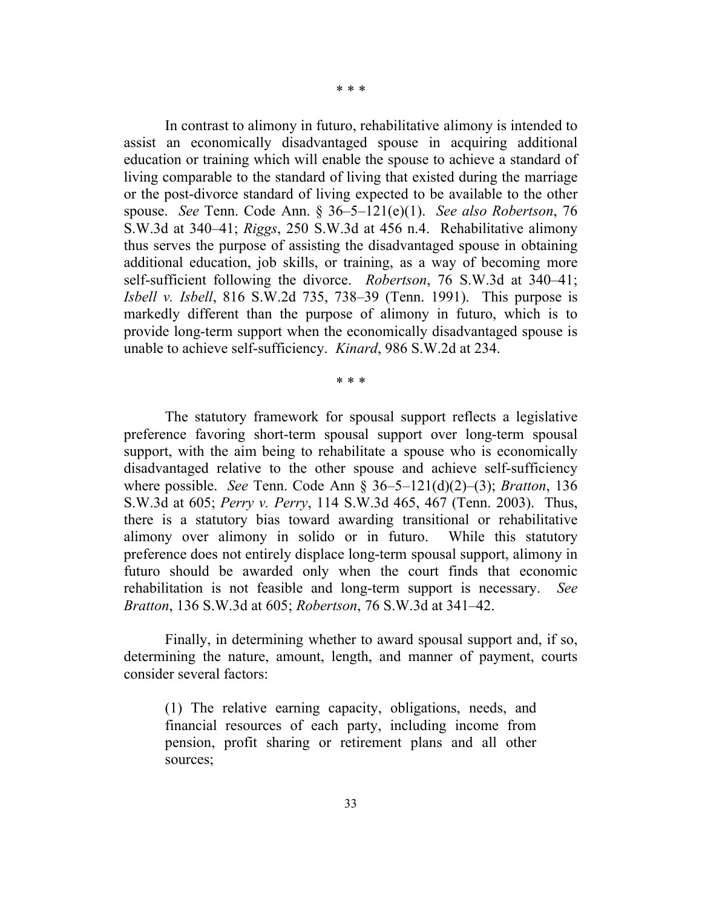\* \* \*

In contrast to alimony in futuro, rehabilitative alimony is intended to assist an economically disadvantaged spouse in acquiring additional education or training which will enable the spouse to achieve a standard of living comparable to the standard of living that existed during the marriage or the post-divorce standard of living expected to be available to the other spouse. *See* Tenn. Code Ann. § 36–5–121(e)(1). *See also Robertson*, 76 S.W.3d at 340–41; *Riggs*, 250 S.W.3d at 456 n.4. Rehabilitative alimony thus serves the purpose of assisting the disadvantaged spouse in obtaining additional education, job skills, or training, as a way of becoming more self-sufficient following the divorce. *Robertson*, 76 S.W.3d at 340–41; *Isbell v. Isbell*, 816 S.W.2d 735, 738–39 (Tenn. 1991). This purpose is markedly different than the purpose of alimony in futuro, which is to provide long-term support when the economically disadvantaged spouse is unable to achieve self-sufficiency. *Kinard*, 986 S.W.2d at 234.

\* \* \*

The statutory framework for spousal support reflects a legislative preference favoring short-term spousal support over long-term spousal support, with the aim being to rehabilitate a spouse who is economically disadvantaged relative to the other spouse and achieve self-sufficiency where possible. *See* Tenn. Code Ann § 36–5–121(d)(2)–(3); *Bratton*, 136 S.W.3d at 605; *Perry v. Perry*, 114 S.W.3d 465, 467 (Tenn. 2003). Thus, there is a statutory bias toward awarding transitional or rehabilitative alimony over alimony in solido or in futuro. While this statutory preference does not entirely displace long-term spousal support, alimony in futuro should be awarded only when the court finds that economic rehabilitation is not feasible and long-term support is necessary. *See Bratton*, 136 S.W.3d at 605; *Robertson*, 76 S.W.3d at 341–42.

Finally, in determining whether to award spousal support and, if so, determining the nature, amount, length, and manner of payment, courts consider several factors:

> (1) The relative earning capacity, obligations, needs, and financial resources of each party, including income from pension, profit sharing or retirement plans and all other sources;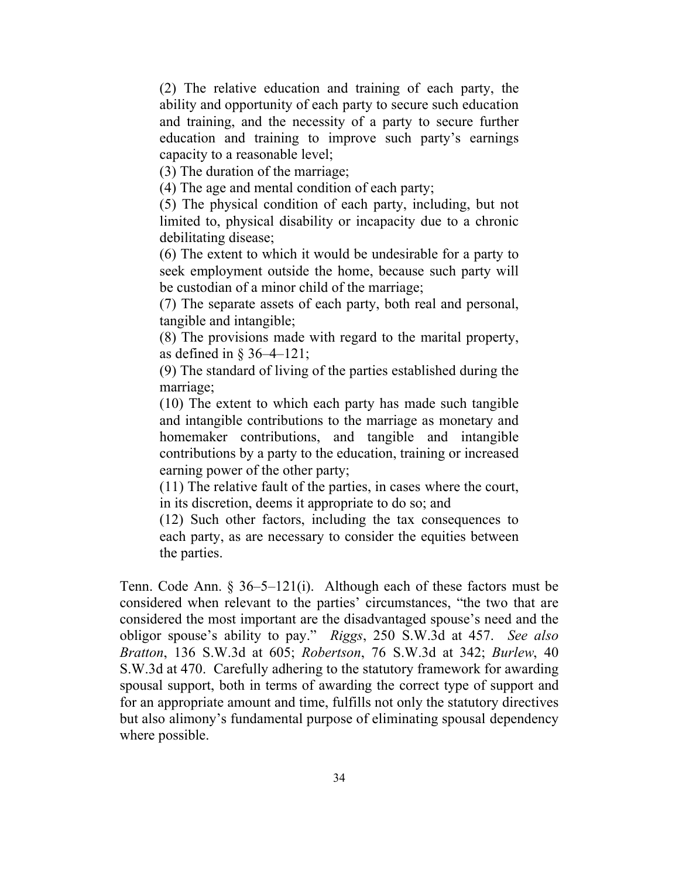> (2) The relative education and training of each party, the ability and opportunity of each party to secure such education and training, and the necessity of a party to secure further education and training to improve such party's earnings capacity to a reasonable level;
>
> (3) The duration of the marriage;
>
> (4) The age and mental condition of each party;
>
> (5) The physical condition of each party, including, but not limited to, physical disability or incapacity due to a chronic debilitating disease;
>
> (6) The extent to which it would be undesirable for a party to seek employment outside the home, because such party will be custodian of a minor child of the marriage;
>
> (7) The separate assets of each party, both real and personal, tangible and intangible;
>
> (8) The provisions made with regard to the marital property, as defined in § 36–4–121;
>
> (9) The standard of living of the parties established during the marriage;
>
> (10) The extent to which each party has made such tangible and intangible contributions to the marriage as monetary and homemaker contributions, and tangible and intangible contributions by a party to the education, training or increased earning power of the other party;
>
> (11) The relative fault of the parties, in cases where the court, in its discretion, deems it appropriate to do so; and
>
> (12) Such other factors, including the tax consequences to each party, as are necessary to consider the equities between the parties.

Tenn. Code Ann. § 36–5–121(i). Although each of these factors must be considered when relevant to the parties' circumstances, "the two that are considered the most important are the disadvantaged spouse's need and the obligor spouse's ability to pay." *Riggs*, 250 S.W.3d at 457. *See also Bratton*, 136 S.W.3d at 605; *Robertson*, 76 S.W.3d at 342; *Burlew*, 40 S.W.3d at 470. Carefully adhering to the statutory framework for awarding spousal support, both in terms of awarding the correct type of support and for an appropriate amount and time, fulfills not only the statutory directives but also alimony's fundamental purpose of eliminating spousal dependency where possible.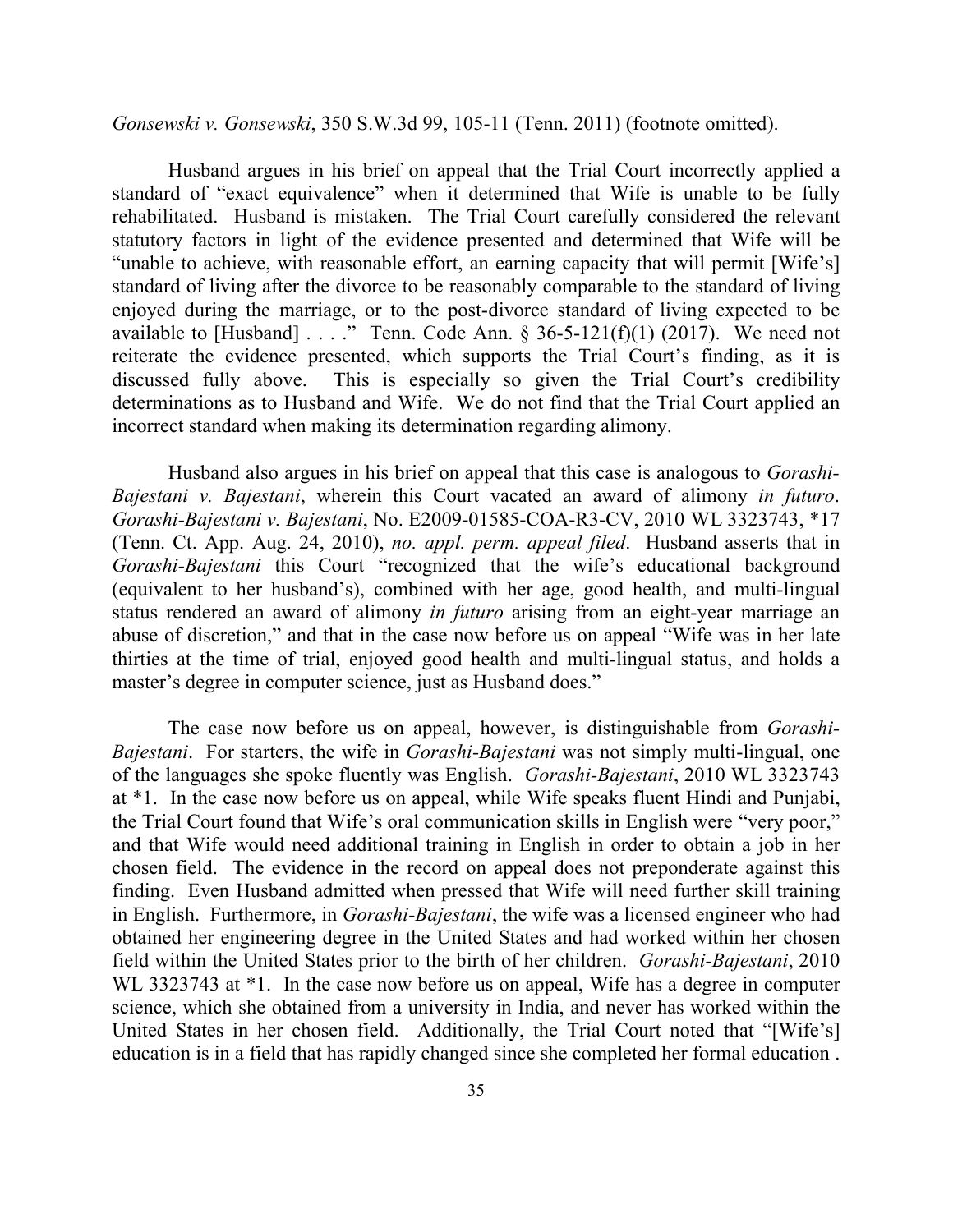*Gonsewski v. Gonsewski*, 350 S.W.3d 99, 105-11 (Tenn. 2011) (footnote omitted).

Husband argues in his brief on appeal that the Trial Court incorrectly applied a standard of "exact equivalence" when it determined that Wife is unable to be fully rehabilitated. Husband is mistaken. The Trial Court carefully considered the relevant statutory factors in light of the evidence presented and determined that Wife will be "unable to achieve, with reasonable effort, an earning capacity that will permit [Wife's] standard of living after the divorce to be reasonably comparable to the standard of living enjoyed during the marriage, or to the post-divorce standard of living expected to be available to [Husband] . . . ." Tenn. Code Ann. § 36-5-121(f)(1) (2017). We need not reiterate the evidence presented, which supports the Trial Court's finding, as it is discussed fully above. This is especially so given the Trial Court's credibility determinations as to Husband and Wife. We do not find that the Trial Court applied an incorrect standard when making its determination regarding alimony.

Husband also argues in his brief on appeal that this case is analogous to *Gorashi-Bajestani v. Bajestani*, wherein this Court vacated an award of alimony *in futuro*. *Gorashi-Bajestani v. Bajestani*, No. E2009-01585-COA-R3-CV, 2010 WL 3323743, *17 (Tenn. Ct. App. Aug. 24, 2010), *no. appl. perm. appeal filed*. Husband asserts that in *Gorashi-Bajestani* this Court "recognized that the wife's educational background (equivalent to her husband's), combined with her age, good health, and multi-lingual status rendered an award of alimony *in futuro* arising from an eight-year marriage an abuse of discretion," and that in the case now before us on appeal "Wife was in her late thirties at the time of trial, enjoyed good health and multi-lingual status, and holds a master's degree in computer science, just as Husband does."

The case now before us on appeal, however, is distinguishable from *Gorashi-Bajestani*. For starters, the wife in *Gorashi-Bajestani* was not simply multi-lingual, one of the languages she spoke fluently was English. *Gorashi-Bajestani*, 2010 WL 3323743 at *1. In the case now before us on appeal, while Wife speaks fluent Hindi and Punjabi, the Trial Court found that Wife's oral communication skills in English were "very poor," and that Wife would need additional training in English in order to obtain a job in her chosen field. The evidence in the record on appeal does not preponderate against this finding. Even Husband admitted when pressed that Wife will need further skill training in English. Furthermore, in *Gorashi-Bajestani*, the wife was a licensed engineer who had obtained her engineering degree in the United States and had worked within her chosen field within the United States prior to the birth of her children. *Gorashi-Bajestani*, 2010 WL 3323743 at *1. In the case now before us on appeal, Wife has a degree in computer science, which she obtained from a university in India, and never has worked within the United States in her chosen field. Additionally, the Trial Court noted that "[Wife's] education is in a field that has rapidly changed since she completed her formal education .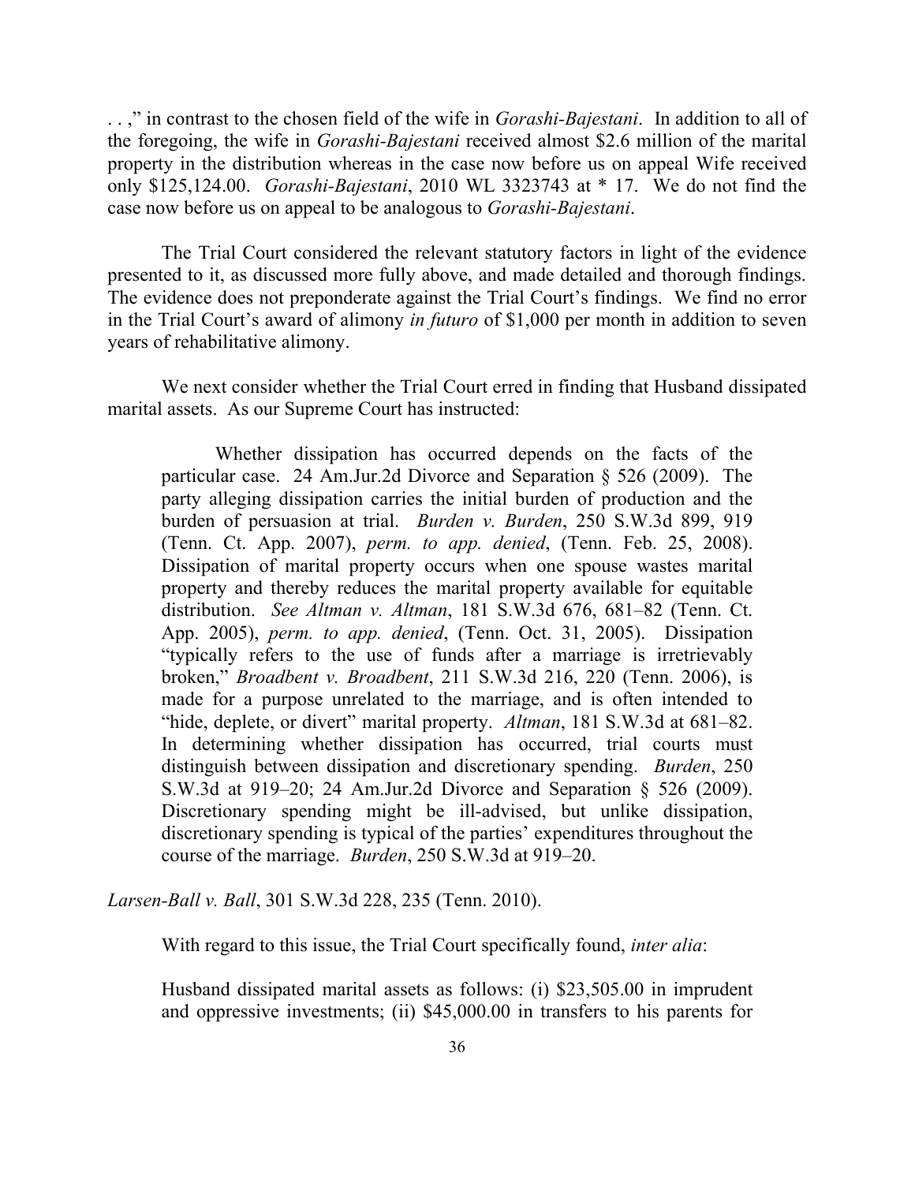. . ," in contrast to the chosen field of the wife in *Gorashi-Bajestani*. In addition to all of the foregoing, the wife in *Gorashi-Bajestani* received almost $2.6 million of the marital property in the distribution whereas in the case now before us on appeal Wife received only $125,124.00. *Gorashi-Bajestani*, 2010 WL 3323743 at * 17. We do not find the case now before us on appeal to be analogous to *Gorashi-Bajestani*.

The Trial Court considered the relevant statutory factors in light of the evidence presented to it, as discussed more fully above, and made detailed and thorough findings. The evidence does not preponderate against the Trial Court's findings. We find no error in the Trial Court's award of alimony *in futuro* of $1,000 per month in addition to seven years of rehabilitative alimony.

We next consider whether the Trial Court erred in finding that Husband dissipated marital assets. As our Supreme Court has instructed:

> Whether dissipation has occurred depends on the facts of the particular case. 24 Am.Jur.2d Divorce and Separation § 526 (2009). The party alleging dissipation carries the initial burden of production and the burden of persuasion at trial. *Burden v. Burden*, 250 S.W.3d 899, 919 (Tenn. Ct. App. 2007), *perm. to app. denied*, (Tenn. Feb. 25, 2008). Dissipation of marital property occurs when one spouse wastes marital property and thereby reduces the marital property available for equitable distribution. *See Altman v. Altman*, 181 S.W.3d 676, 681–82 (Tenn. Ct. App. 2005), *perm. to app. denied*, (Tenn. Oct. 31, 2005). Dissipation "typically refers to the use of funds after a marriage is irretrievably broken," *Broadbent v. Broadbent*, 211 S.W.3d 216, 220 (Tenn. 2006), is made for a purpose unrelated to the marriage, and is often intended to "hide, deplete, or divert" marital property. *Altman*, 181 S.W.3d at 681–82. In determining whether dissipation has occurred, trial courts must distinguish between dissipation and discretionary spending. *Burden*, 250 S.W.3d at 919–20; 24 Am.Jur.2d Divorce and Separation § 526 (2009). Discretionary spending might be ill-advised, but unlike dissipation, discretionary spending is typical of the parties' expenditures throughout the course of the marriage. *Burden*, 250 S.W.3d at 919–20.

*Larsen-Ball v. Ball*, 301 S.W.3d 228, 235 (Tenn. 2010).

With regard to this issue, the Trial Court specifically found, *inter alia*:

> Husband dissipated marital assets as follows: (i) $23,505.00 in imprudent and oppressive investments; (ii) $45,000.00 in transfers to his parents for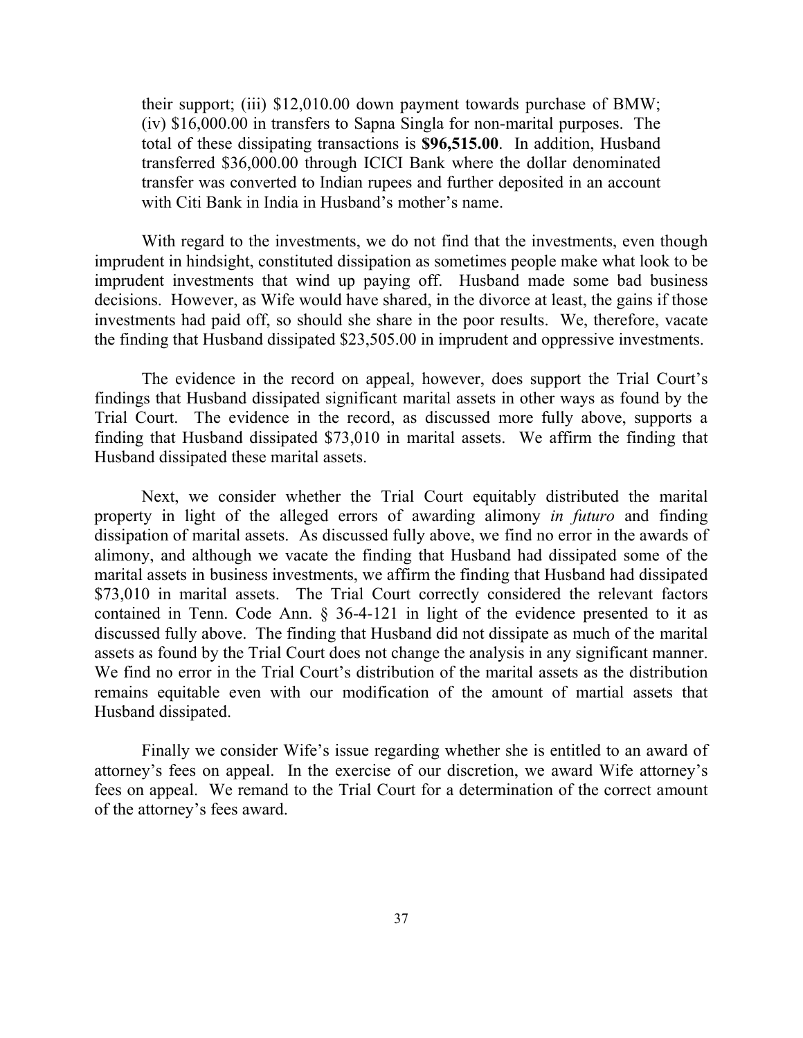> their support; (iii) $12,010.00 down payment towards purchase of BMW; (iv) $16,000.00 in transfers to Sapna Singla for non-marital purposes. The total of these dissipating transactions is **$96,515.00**. In addition, Husband transferred $36,000.00 through ICICI Bank where the dollar denominated transfer was converted to Indian rupees and further deposited in an account with Citi Bank in India in Husband's mother's name.

With regard to the investments, we do not find that the investments, even though imprudent in hindsight, constituted dissipation as sometimes people make what look to be imprudent investments that wind up paying off. Husband made some bad business decisions. However, as Wife would have shared, in the divorce at least, the gains if those investments had paid off, so should she share in the poor results. We, therefore, vacate the finding that Husband dissipated $23,505.00 in imprudent and oppressive investments.

The evidence in the record on appeal, however, does support the Trial Court's findings that Husband dissipated significant marital assets in other ways as found by the Trial Court. The evidence in the record, as discussed more fully above, supports a finding that Husband dissipated $73,010 in marital assets. We affirm the finding that Husband dissipated these marital assets.

Next, we consider whether the Trial Court equitably distributed the marital property in light of the alleged errors of awarding alimony *in futuro* and finding dissipation of marital assets. As discussed fully above, we find no error in the awards of alimony, and although we vacate the finding that Husband had dissipated some of the marital assets in business investments, we affirm the finding that Husband had dissipated $73,010 in marital assets. The Trial Court correctly considered the relevant factors contained in Tenn. Code Ann. § 36-4-121 in light of the evidence presented to it as discussed fully above. The finding that Husband did not dissipate as much of the marital assets as found by the Trial Court does not change the analysis in any significant manner. We find no error in the Trial Court's distribution of the marital assets as the distribution remains equitable even with our modification of the amount of martial assets that Husband dissipated.

Finally we consider Wife's issue regarding whether she is entitled to an award of attorney's fees on appeal. In the exercise of our discretion, we award Wife attorney's fees on appeal. We remand to the Trial Court for a determination of the correct amount of the attorney's fees award.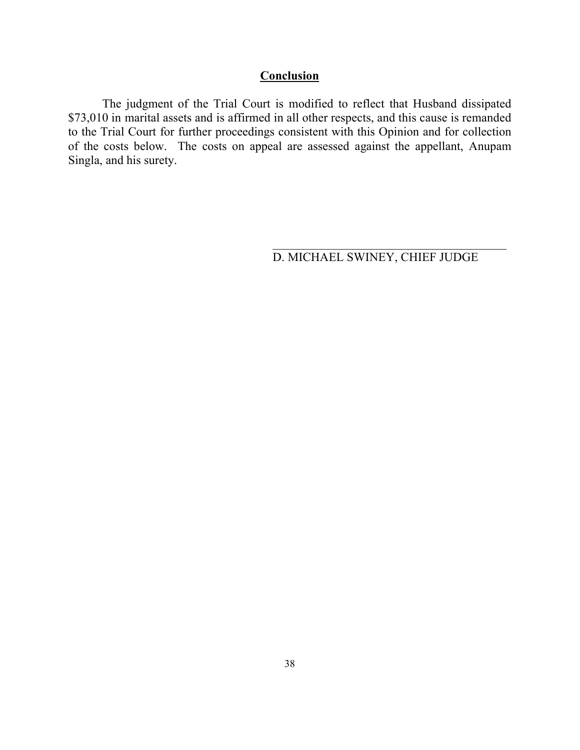## Conclusion

The judgment of the Trial Court is modified to reflect that Husband dissipated $73,010 in marital assets and is affirmed in all other respects, and this cause is remanded to the Trial Court for further proceedings consistent with this Opinion and for collection of the costs below. The costs on appeal are assessed against the appellant, Anupam Singla, and his surety.

\_\_\_\_\_\_\_\_\_\_\_\_\_\_\_\_\_\_\_\_\_\_\_\_\_\_\_\_\_\_\_\_\_\_\_\_\_\_\_\_

D. MICHAEL SWINEY, CHIEF JUDGE